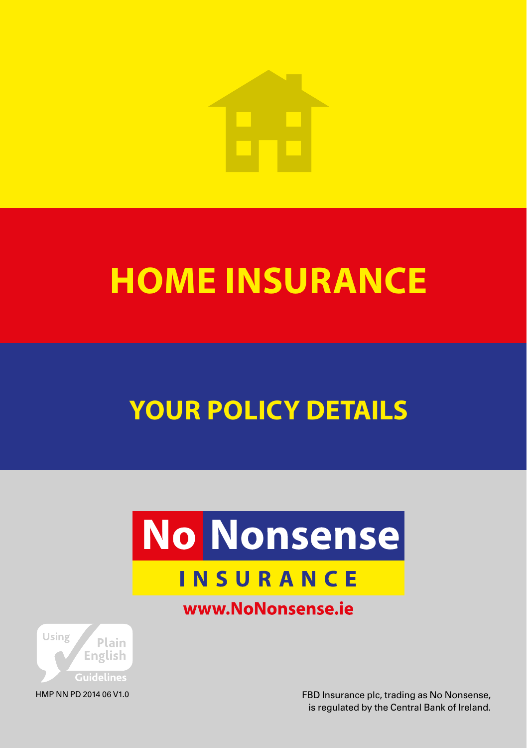# HOME INSURANCE

## YOUR POLICY DETAILS

No Nonsense INSURANCE

www.NoNonsense.ie

Using Plain English Guidelines

HMP NN PD 2014 06 V1.0

FBD Insurance plc, trading as No Nonsense, is regulated by the Central Bank of Ireland.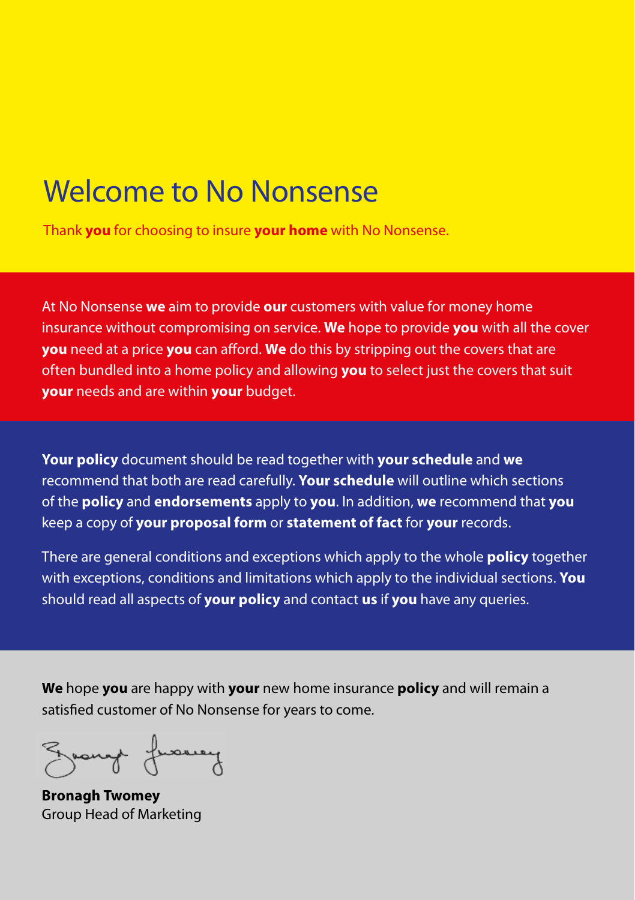# Welcome to No Nonsense

Thank **you** for choosing to insure **your home** with No Nonsense.

At No Nonsense **we** aim to provide **our** customers with value for money home insurance without compromising on service. **We** hope to provide **you** with all the cover **you** need at a price **you** can afford. **We** do this by stripping out the covers that are often bundled into a home policy and allowing **you** to select just the covers that suit **your** needs and are within **your** budget.

**Your policy** document should be read together with **your schedule** and **we** recommend that both are read carefully. **Your schedule** will outline which sections of the **policy** and **endorsements** apply to **you**. In addition, **we** recommend that **you** keep a copy of **your proposal form** or **statement of fact** for **your** records.

There are general conditions and exceptions which apply to the whole **policy** together with exceptions, conditions and limitations which apply to the individual sections. **You** should read all aspects of **your policy** and contact **us** if **you** have any queries.

**We** hope **you** are happy with **your** new home insurance **policy** and will remain a satisfied customer of No Nonsense for years to come.

**Bronagh Twomey**
Group Head of Marketing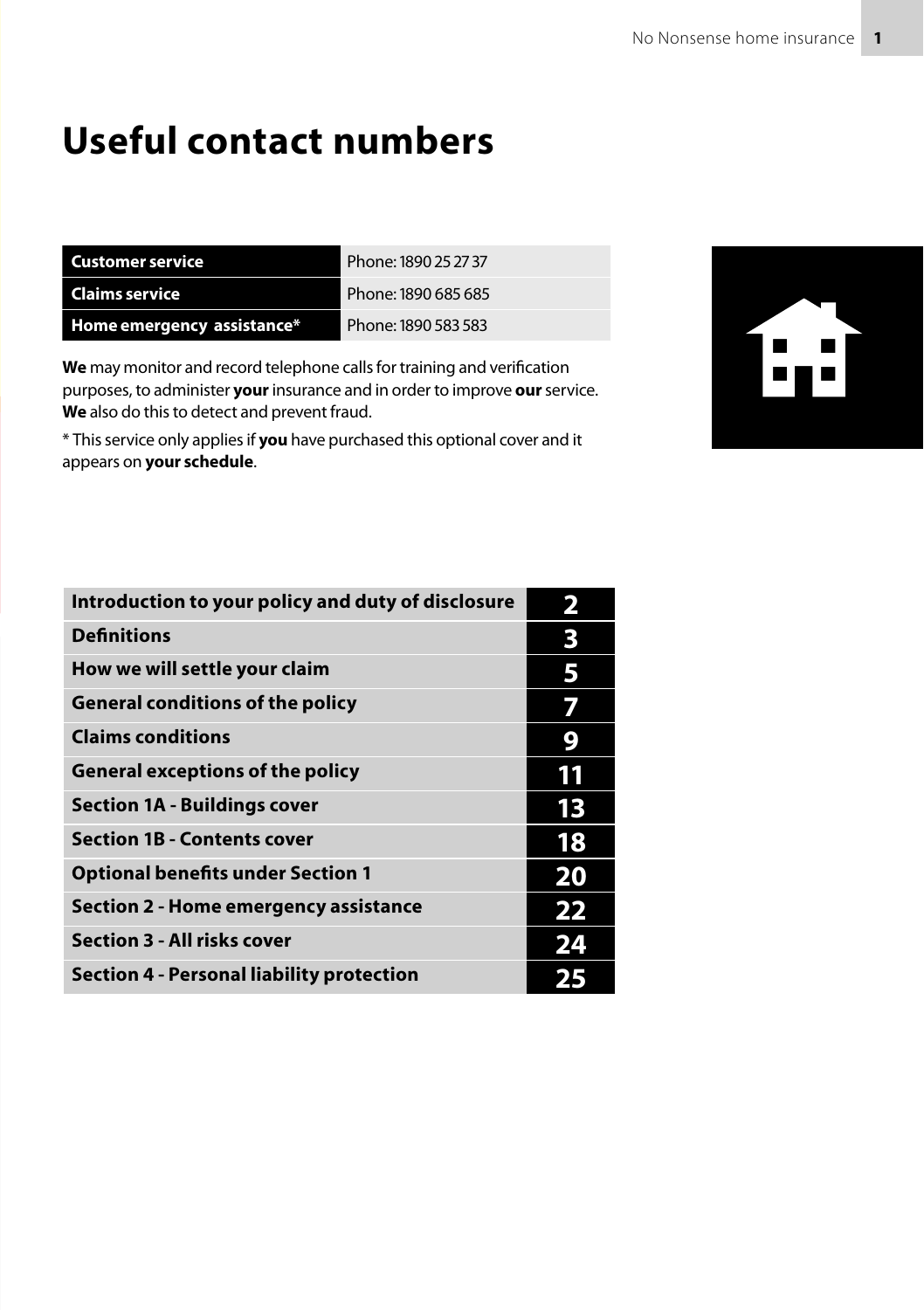# Useful contact numbers

| Customer service | Phone: 1890 25 27 37 |
|---|---|
| Claims service | Phone: 1890 685 685 |
| Home emergency assistance* | Phone: 1890 583 583 |

**We** may monitor and record telephone calls for training and verification purposes, to administer **your** insurance and in order to improve **our** service. **We** also do this to detect and prevent fraud.

* This service only applies if **you** have purchased this optional cover and it appears on **your schedule**.

| Contents | Page |
|---|---|
| Introduction to your policy and duty of disclosure | 2 |
| Definitions | 3 |
| How we will settle your claim | 5 |
| General conditions of the policy | 7 |
| Claims conditions | 9 |
| General exceptions of the policy | 11 |
| Section 1A - Buildings cover | 13 |
| Section 1B - Contents cover | 18 |
| Optional benefits under Section 1 | 20 |
| Section 2 - Home emergency assistance | 22 |
| Section 3 - All risks cover | 24 |
| Section 4 - Personal liability protection | 25 |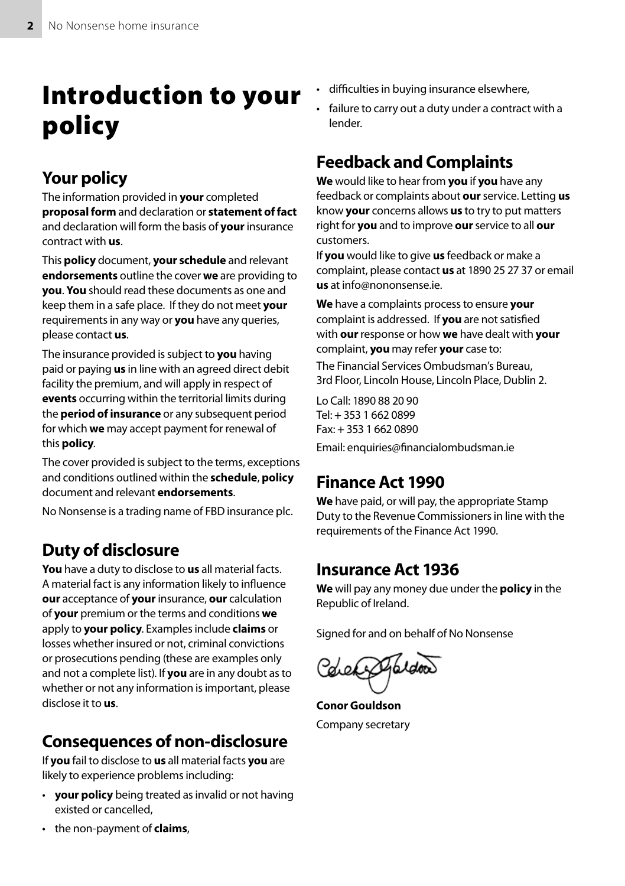# Introduction to your policy

## Your policy

The information provided in **your** completed **proposal form** and declaration or **statement of fact** and declaration will form the basis of **your** insurance contract with **us**.

This **policy** document, **your schedule** and relevant **endorsements** outline the cover **we** are providing to **you**. **You** should read these documents as one and keep them in a safe place. If they do not meet **your** requirements in any way or **you** have any queries, please contact **us**.

The insurance provided is subject to **you** having paid or paying **us** in line with an agreed direct debit facility the premium, and will apply in respect of **events** occurring within the territorial limits during the **period of insurance** or any subsequent period for which **we** may accept payment for renewal of this **policy**.

The cover provided is subject to the terms, exceptions and conditions outlined within the **schedule**, **policy** document and relevant **endorsements**.

No Nonsense is a trading name of FBD insurance plc.

## Duty of disclosure

**You** have a duty to disclose to **us** all material facts. A material fact is any information likely to influence **our** acceptance of **your** insurance, **our** calculation of **your** premium or the terms and conditions **we** apply to **your policy**. Examples include **claims** or losses whether insured or not, criminal convictions or prosecutions pending (these are examples only and not a complete list). If **you** are in any doubt as to whether or not any information is important, please disclose it to **us**.

## Consequences of non-disclosure

If **you** fail to disclose to **us** all material facts **you** are likely to experience problems including:

- **your policy** being treated as invalid or not having existed or cancelled,
- the non-payment of **claims**,
- difficulties in buying insurance elsewhere,
- failure to carry out a duty under a contract with a lender.

## Feedback and Complaints

**We** would like to hear from **you** if **you** have any feedback or complaints about **our** service. Letting **us** know **your** concerns allows **us** to try to put matters right for **you** and to improve **our** service to all **our** customers.

If **you** would like to give **us** feedback or make a complaint, please contact **us** at 1890 25 27 37 or email **us** at info@nononsense.ie.

**We** have a complaints process to ensure **your** complaint is addressed. If **you** are not satisfied with **our** response or how **we** have dealt with **your** complaint, **you** may refer **your** case to:

The Financial Services Ombudsman's Bureau,
3rd Floor, Lincoln House, Lincoln Place, Dublin 2.

Lo Call: 1890 88 20 90
Tel: + 353 1 662 0899
Fax: + 353 1 662 0890

Email: enquiries@financialombudsman.ie

## Finance Act 1990

**We** have paid, or will pay, the appropriate Stamp Duty to the Revenue Commissioners in line with the requirements of the Finance Act 1990.

## Insurance Act 1936

**We** will pay any money due under the **policy** in the Republic of Ireland.

Signed for and on behalf of No Nonsense

**Conor Gouldson**
Company secretary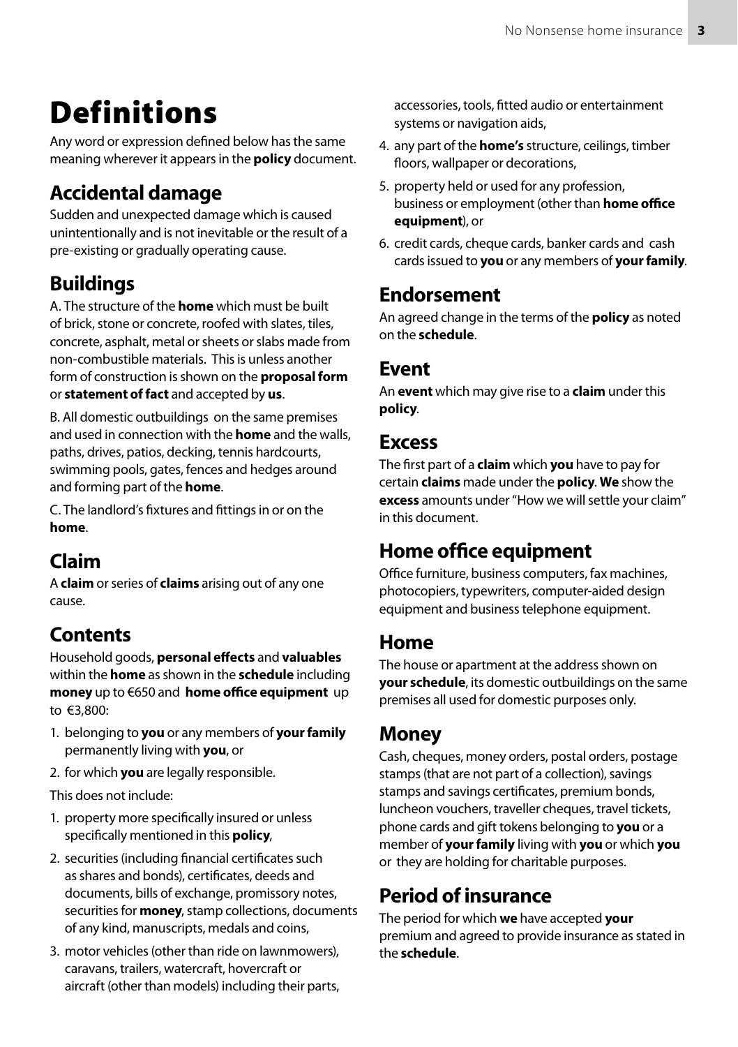# Definitions

Any word or expression defined below has the same meaning wherever it appears in the **policy** document.

## Accidental damage

Sudden and unexpected damage which is caused unintentionally and is not inevitable or the result of a pre-existing or gradually operating cause.

## Buildings

A. The structure of the **home** which must be built of brick, stone or concrete, roofed with slates, tiles, concrete, asphalt, metal or sheets or slabs made from non-combustible materials. This is unless another form of construction is shown on the **proposal form** or **statement of fact** and accepted by **us**.

B. All domestic outbuildings on the same premises and used in connection with the **home** and the walls, paths, drives, patios, decking, tennis hardcourts, swimming pools, gates, fences and hedges around and forming part of the **home**.

C. The landlord's fixtures and fittings in or on the **home**.

## Claim

A **claim** or series of **claims** arising out of any one cause.

## Contents

Household goods, **personal effects** and **valuables** within the **home** as shown in the **schedule** including **money** up to €650 and **home office equipment** up to €3,800:

1. belonging to **you** or any members of **your family** permanently living with **you**, or
2. for which **you** are legally responsible.

This does not include:

1. property more specifically insured or unless specifically mentioned in this **policy**,
2. securities (including financial certificates such as shares and bonds), certificates, deeds and documents, bills of exchange, promissory notes, securities for **money**, stamp collections, documents of any kind, manuscripts, medals and coins,
3. motor vehicles (other than ride on lawnmowers), caravans, trailers, watercraft, hovercraft or aircraft (other than models) including their parts, accessories, tools, fitted audio or entertainment systems or navigation aids,
4. any part of the **home's** structure, ceilings, timber floors, wallpaper or decorations,
5. property held or used for any profession, business or employment (other than **home office equipment**), or
6. credit cards, cheque cards, banker cards and cash cards issued to **you** or any members of **your family**.

## Endorsement

An agreed change in the terms of the **policy** as noted on the **schedule**.

## Event

An **event** which may give rise to a **claim** under this **policy**.

## Excess

The first part of a **claim** which **you** have to pay for certain **claims** made under the **policy**. **We** show the **excess** amounts under "How we will settle your claim" in this document.

## Home office equipment

Office furniture, business computers, fax machines, photocopiers, typewriters, computer-aided design equipment and business telephone equipment.

## Home

The house or apartment at the address shown on **your schedule**, its domestic outbuildings on the same premises all used for domestic purposes only.

## Money

Cash, cheques, money orders, postal orders, postage stamps (that are not part of a collection), savings stamps and savings certificates, premium bonds, luncheon vouchers, traveller cheques, travel tickets, phone cards and gift tokens belonging to **you** or a member of **your family** living with **you** or which **you** or they are holding for charitable purposes.

## Period of insurance

The period for which **we** have accepted **your** premium and agreed to provide insurance as stated in the **schedule**.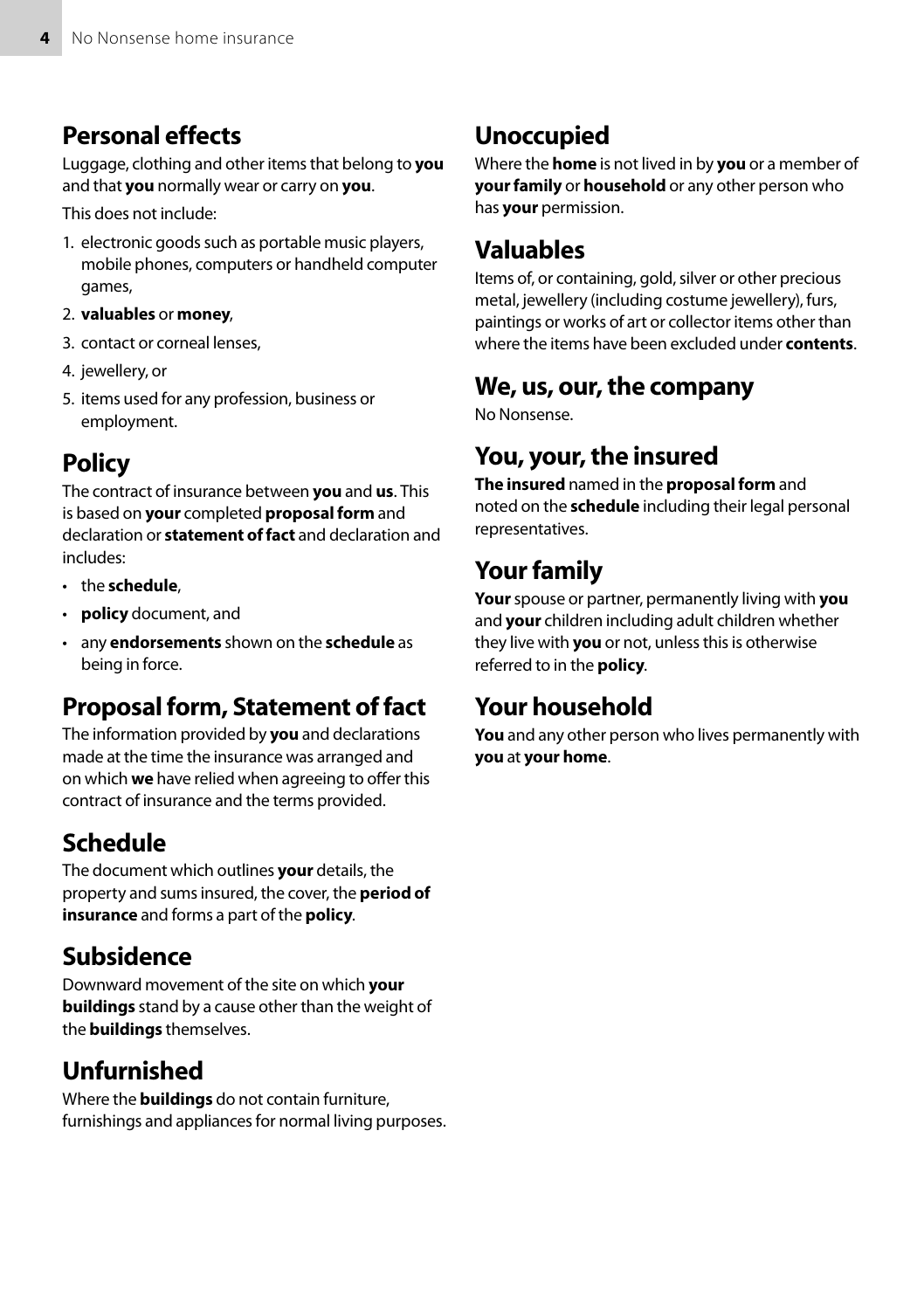## Personal effects

Luggage, clothing and other items that belong to **you** and that **you** normally wear or carry on **you**.

This does not include:

1. electronic goods such as portable music players, mobile phones, computers or handheld computer games,
2. **valuables** or **money**,
3. contact or corneal lenses,
4. jewellery, or
5. items used for any profession, business or employment.

## Policy

The contract of insurance between **you** and **us**. This is based on **your** completed **proposal form** and declaration or **statement of fact** and declaration and includes:

- the **schedule**,
- **policy** document, and
- any **endorsements** shown on the **schedule** as being in force.

## Proposal form, Statement of fact

The information provided by **you** and declarations made at the time the insurance was arranged and on which **we** have relied when agreeing to offer this contract of insurance and the terms provided.

## Schedule

The document which outlines **your** details, the property and sums insured, the cover, the **period of insurance** and forms a part of the **policy**.

## Subsidence

Downward movement of the site on which **your buildings** stand by a cause other than the weight of the **buildings** themselves.

## Unfurnished

Where the **buildings** do not contain furniture, furnishings and appliances for normal living purposes.

## Unoccupied

Where the **home** is not lived in by **you** or a member of **your family** or **household** or any other person who has **your** permission.

## Valuables

Items of, or containing, gold, silver or other precious metal, jewellery (including costume jewellery), furs, paintings or works of art or collector items other than where the items have been excluded under **contents**.

## We, us, our, the company

No Nonsense.

## You, your, the insured

**The insured** named in the **proposal form** and noted on the **schedule** including their legal personal representatives.

## Your family

**Your** spouse or partner, permanently living with **you** and **your** children including adult children whether they live with **you** or not, unless this is otherwise referred to in the **policy**.

## Your household

**You** and any other person who lives permanently with **you** at **your home**.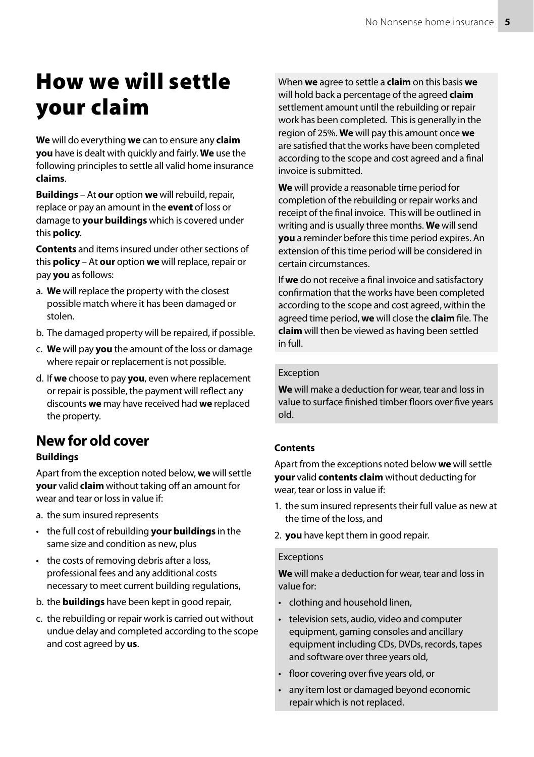# How we will settle your claim

**We** will do everything **we** can to ensure any **claim you** have is dealt with quickly and fairly. **We** use the following principles to settle all valid home insurance **claims**.

**Buildings** – At **our** option **we** will rebuild, repair, replace or pay an amount in the **event** of loss or damage to **your buildings** which is covered under this **policy**.

**Contents** and items insured under other sections of this **policy** – At **our** option **we** will replace, repair or pay **you** as follows:

a. **We** will replace the property with the closest possible match where it has been damaged or stolen.
b. The damaged property will be repaired, if possible.
c. **We** will pay **you** the amount of the loss or damage where repair or replacement is not possible.
d. If **we** choose to pay **you**, even where replacement or repair is possible, the payment will reflect any discounts **we** may have received had **we** replaced the property.

## New for old cover

### Buildings

Apart from the exception noted below, **we** will settle **your** valid **claim** without taking off an amount for wear and tear or loss in value if:

a. the sum insured represents
   - the full cost of rebuilding **your buildings** in the same size and condition as new, plus
   - the costs of removing debris after a loss, professional fees and any additional costs necessary to meet current building regulations,
b. the **buildings** have been kept in good repair,
c. the rebuilding or repair work is carried out without undue delay and completed according to the scope and cost agreed by **us**.

When **we** agree to settle a **claim** on this basis **we** will hold back a percentage of the agreed **claim** settlement amount until the rebuilding or repair work has been completed. This is generally in the region of 25%. **We** will pay this amount once **we** are satisfied that the works have been completed according to the scope and cost agreed and a final invoice is submitted.

**We** will provide a reasonable time period for completion of the rebuilding or repair works and receipt of the final invoice. This will be outlined in writing and is usually three months. **We** will send **you** a reminder before this time period expires. An extension of this time period will be considered in certain circumstances.

If **we** do not receive a final invoice and satisfactory confirmation that the works have been completed according to the scope and cost agreed, within the agreed time period, **we** will close the **claim** file. The **claim** will then be viewed as having been settled in full.

Exception

**We** will make a deduction for wear, tear and loss in value to surface finished timber floors over five years old.

### Contents

Apart from the exceptions noted below **we** will settle **your** valid **contents claim** without deducting for wear, tear or loss in value if:

1. the sum insured represents their full value as new at the time of the loss, and
2. **you** have kept them in good repair.

Exceptions

**We** will make a deduction for wear, tear and loss in value for:

- clothing and household linen,
- television sets, audio, video and computer equipment, gaming consoles and ancillary equipment including CDs, DVDs, records, tapes and software over three years old,
- floor covering over five years old, or
- any item lost or damaged beyond economic repair which is not replaced.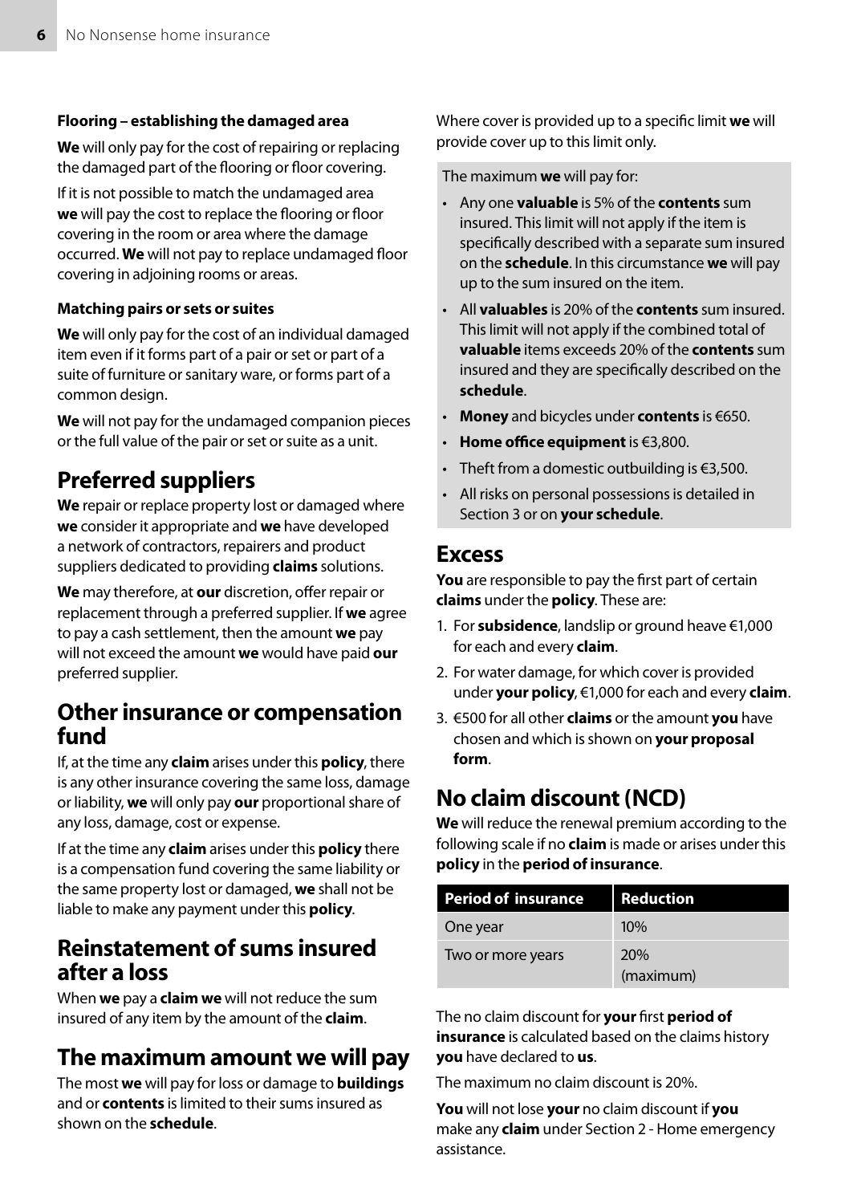### Flooring – establishing the damaged area

**We** will only pay for the cost of repairing or replacing the damaged part of the flooring or floor covering.

If it is not possible to match the undamaged area **we** will pay the cost to replace the flooring or floor covering in the room or area where the damage occurred. **We** will not pay to replace undamaged floor covering in adjoining rooms or areas.

### Matching pairs or sets or suites

**We** will only pay for the cost of an individual damaged item even if it forms part of a pair or set or part of a suite of furniture or sanitary ware, or forms part of a common design.

**We** will not pay for the undamaged companion pieces or the full value of the pair or set or suite as a unit.

## Preferred suppliers

**We** repair or replace property lost or damaged where **we** consider it appropriate and **we** have developed a network of contractors, repairers and product suppliers dedicated to providing **claims** solutions.

**We** may therefore, at **our** discretion, offer repair or replacement through a preferred supplier. If **we** agree to pay a cash settlement, then the amount **we** pay will not exceed the amount **we** would have paid **our** preferred supplier.

## Other insurance or compensation fund

If, at the time any **claim** arises under this **policy**, there is any other insurance covering the same loss, damage or liability, **we** will only pay **our** proportional share of any loss, damage, cost or expense.

If at the time any **claim** arises under this **policy** there is a compensation fund covering the same liability or the same property lost or damaged, **we** shall not be liable to make any payment under this **policy**.

## Reinstatement of sums insured after a loss

When **we** pay a **claim we** will not reduce the sum insured of any item by the amount of the **claim**.

## The maximum amount we will pay

The most **we** will pay for loss or damage to **buildings** and or **contents** is limited to their sums insured as shown on the **schedule**.

Where cover is provided up to a specific limit **we** will provide cover up to this limit only.

The maximum **we** will pay for:

- Any one **valuable** is 5% of the **contents** sum insured. This limit will not apply if the item is specifically described with a separate sum insured on the **schedule**. In this circumstance **we** will pay up to the sum insured on the item.
- All **valuables** is 20% of the **contents** sum insured. This limit will not apply if the combined total of **valuable** items exceeds 20% of the **contents** sum insured and they are specifically described on the **schedule**.
- **Money** and bicycles under **contents** is €650.
- **Home office equipment** is €3,800.
- Theft from a domestic outbuilding is €3,500.
- All risks on personal possessions is detailed in Section 3 or on **your schedule**.

## Excess

**You** are responsible to pay the first part of certain **claims** under the **policy**. These are:

1. For **subsidence**, landslip or ground heave €1,000 for each and every **claim**.
2. For water damage, for which cover is provided under **your policy**, €1,000 for each and every **claim**.
3. €500 for all other **claims** or the amount **you** have chosen and which is shown on **your proposal form**.

## No claim discount (NCD)

**We** will reduce the renewal premium according to the following scale if no **claim** is made or arises under this **policy** in the **period of insurance**.

| Period of insurance | Reduction |
|---|---|
| One year | 10% |
| Two or more years | 20% (maximum) |

The no claim discount for **your** first **period of insurance** is calculated based on the claims history **you** have declared to **us**.

The maximum no claim discount is 20%.

**You** will not lose **your** no claim discount if **you** make any **claim** under Section 2 - Home emergency assistance.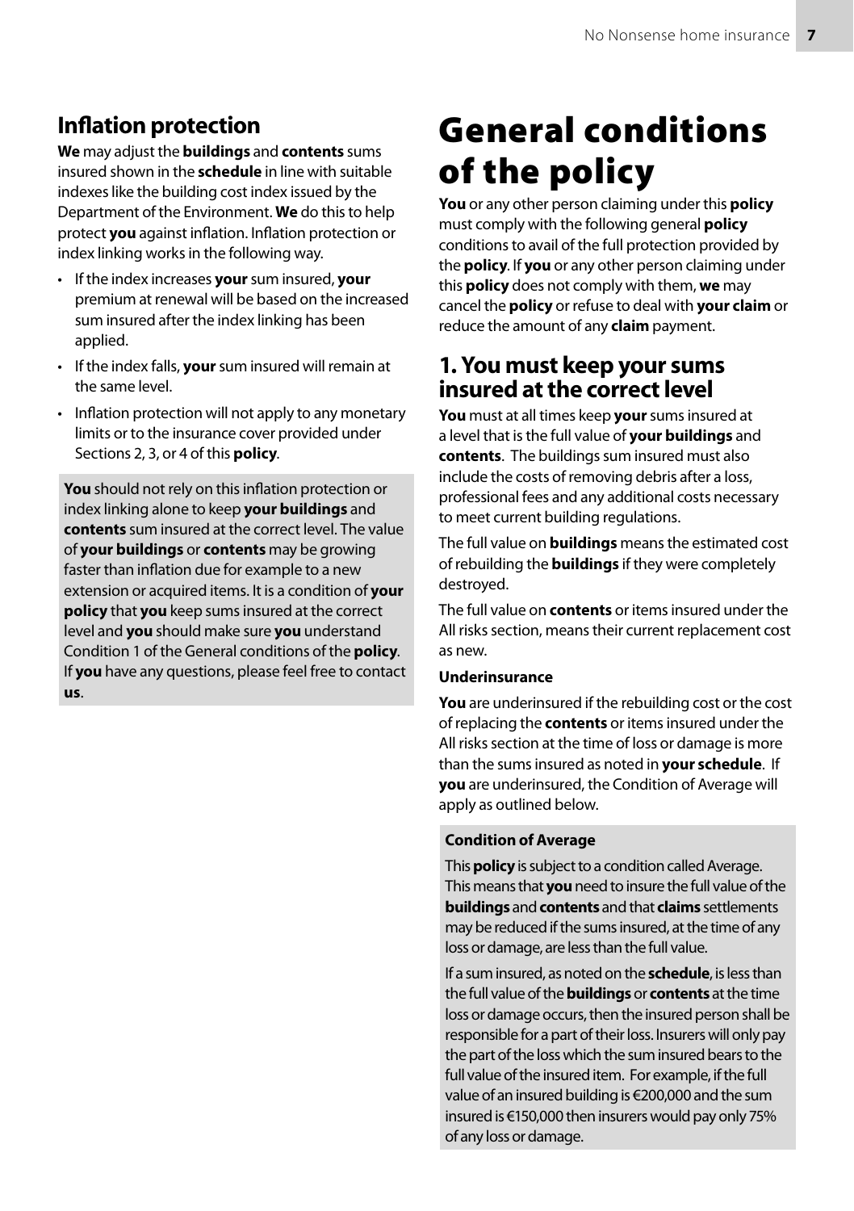## Inflation protection

**We** may adjust the **buildings** and **contents** sums insured shown in the **schedule** in line with suitable indexes like the building cost index issued by the Department of the Environment. **We** do this to help protect **you** against inflation. Inflation protection or index linking works in the following way.

- If the index increases **your** sum insured, **your** premium at renewal will be based on the increased sum insured after the index linking has been applied.
- If the index falls, **your** sum insured will remain at the same level.
- Inflation protection will not apply to any monetary limits or to the insurance cover provided under Sections 2, 3, or 4 of this **policy**.

**You** should not rely on this inflation protection or index linking alone to keep **your buildings** and **contents** sum insured at the correct level. The value of **your buildings** or **contents** may be growing faster than inflation due for example to a new extension or acquired items. It is a condition of **your policy** that **you** keep sums insured at the correct level and **you** should make sure **you** understand Condition 1 of the General conditions of the **policy**. If **you** have any questions, please feel free to contact **us**.

# General conditions of the policy

**You** or any other person claiming under this **policy** must comply with the following general **policy** conditions to avail of the full protection provided by the **policy**. If **you** or any other person claiming under this **policy** does not comply with them, **we** may cancel the **policy** or refuse to deal with **your claim** or reduce the amount of any **claim** payment.

## 1. You must keep your sums insured at the correct level

**You** must at all times keep **your** sums insured at a level that is the full value of **your buildings** and **contents**. The buildings sum insured must also include the costs of removing debris after a loss, professional fees and any additional costs necessary to meet current building regulations.

The full value on **buildings** means the estimated cost of rebuilding the **buildings** if they were completely destroyed.

The full value on **contents** or items insured under the All risks section, means their current replacement cost as new.

**Underinsurance**

**You** are underinsured if the rebuilding cost or the cost of replacing the **contents** or items insured under the All risks section at the time of loss or damage is more than the sums insured as noted in **your schedule**. If **you** are underinsured, the Condition of Average will apply as outlined below.

**Condition of Average**

This **policy** is subject to a condition called Average. This means that **you** need to insure the full value of the **buildings** and **contents** and that **claims** settlements may be reduced if the sums insured, at the time of any loss or damage, are less than the full value.

If a sum insured, as noted on the **schedule**, is less than the full value of the **buildings** or **contents** at the time loss or damage occurs, then the insured person shall be responsible for a part of their loss. Insurers will only pay the part of the loss which the sum insured bears to the full value of the insured item. For example, if the full value of an insured building is €200,000 and the sum insured is €150,000 then insurers would pay only 75% of any loss or damage.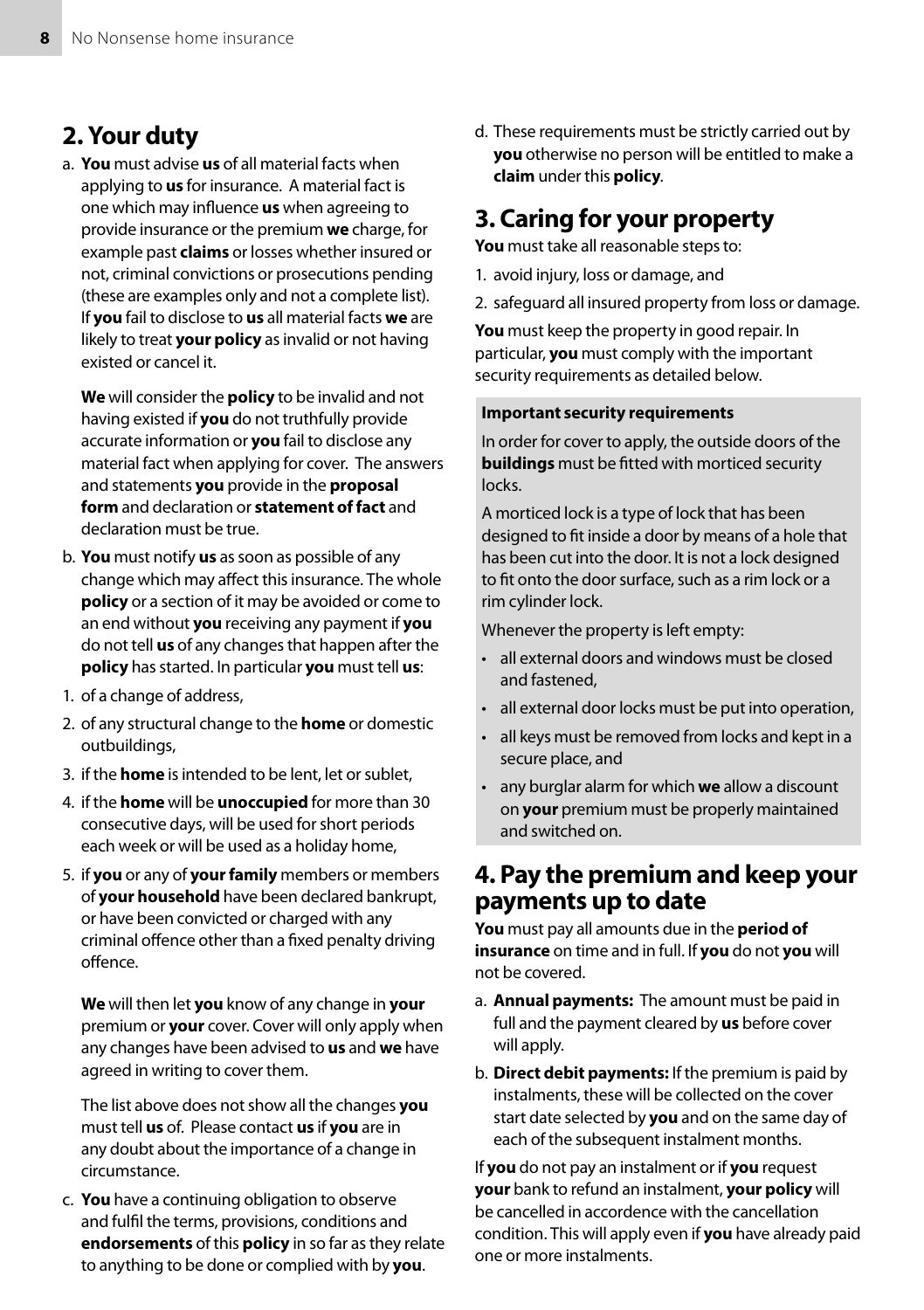## 2. Your duty

a. **You** must advise **us** of all material facts when applying to **us** for insurance. A material fact is one which may influence **us** when agreeing to provide insurance or the premium **we** charge, for example past **claims** or losses whether insured or not, criminal convictions or prosecutions pending (these are examples only and not a complete list). If **you** fail to disclose to **us** all material facts **we** are likely to treat **your policy** as invalid or not having existed or cancel it.

   **We** will consider the **policy** to be invalid and not having existed if **you** do not truthfully provide accurate information or **you** fail to disclose any material fact when applying for cover. The answers and statements **you** provide in the **proposal form** and declaration or **statement of fact** and declaration must be true.

b. **You** must notify **us** as soon as possible of any change which may affect this insurance. The whole **policy** or a section of it may be avoided or come to an end without **you** receiving any payment if **you** do not tell **us** of any changes that happen after the **policy** has started. In particular **you** must tell **us**:

1. of a change of address,
2. of any structural change to the **home** or domestic outbuildings,
3. if the **home** is intended to be lent, let or sublet,
4. if the **home** will be **unoccupied** for more than 30 consecutive days, will be used for short periods each week or will be used as a holiday home,
5. if **you** or any of **your family** members or members of **your household** have been declared bankrupt, or have been convicted or charged with any criminal offence other than a fixed penalty driving offence.

   **We** will then let **you** know of any change in **your** premium or **your** cover. Cover will only apply when any changes have been advised to **us** and **we** have agreed in writing to cover them.

   The list above does not show all the changes **you** must tell **us** of. Please contact **us** if **you** are in any doubt about the importance of a change in circumstance.

c. **You** have a continuing obligation to observe and fulfil the terms, provisions, conditions and **endorsements** of this **policy** in so far as they relate to anything to be done or complied with by **you**.

d. These requirements must be strictly carried out by **you** otherwise no person will be entitled to make a **claim** under this **policy**.

## 3. Caring for your property

**You** must take all reasonable steps to:

1. avoid injury, loss or damage, and
2. safeguard all insured property from loss or damage.

**You** must keep the property in good repair. In particular, **you** must comply with the important security requirements as detailed below.

**Important security requirements**

In order for cover to apply, the outside doors of the **buildings** must be fitted with morticed security locks.

A morticed lock is a type of lock that has been designed to fit inside a door by means of a hole that has been cut into the door. It is not a lock designed to fit onto the door surface, such as a rim lock or a rim cylinder lock.

Whenever the property is left empty:

- all external doors and windows must be closed and fastened,
- all external door locks must be put into operation,
- all keys must be removed from locks and kept in a secure place, and
- any burglar alarm for which **we** allow a discount on **your** premium must be properly maintained and switched on.

## 4. Pay the premium and keep your payments up to date

**You** must pay all amounts due in the **period of insurance** on time and in full. If **you** do not **you** will not be covered.

a. **Annual payments:** The amount must be paid in full and the payment cleared by **us** before cover will apply.

b. **Direct debit payments:** If the premium is paid by instalments, these will be collected on the cover start date selected by **you** and on the same day of each of the subsequent instalment months.

If **you** do not pay an instalment or if **you** request **your** bank to refund an instalment, **your policy** will be cancelled in accordence with the cancellation condition. This will apply even if **you** have already paid one or more instalments.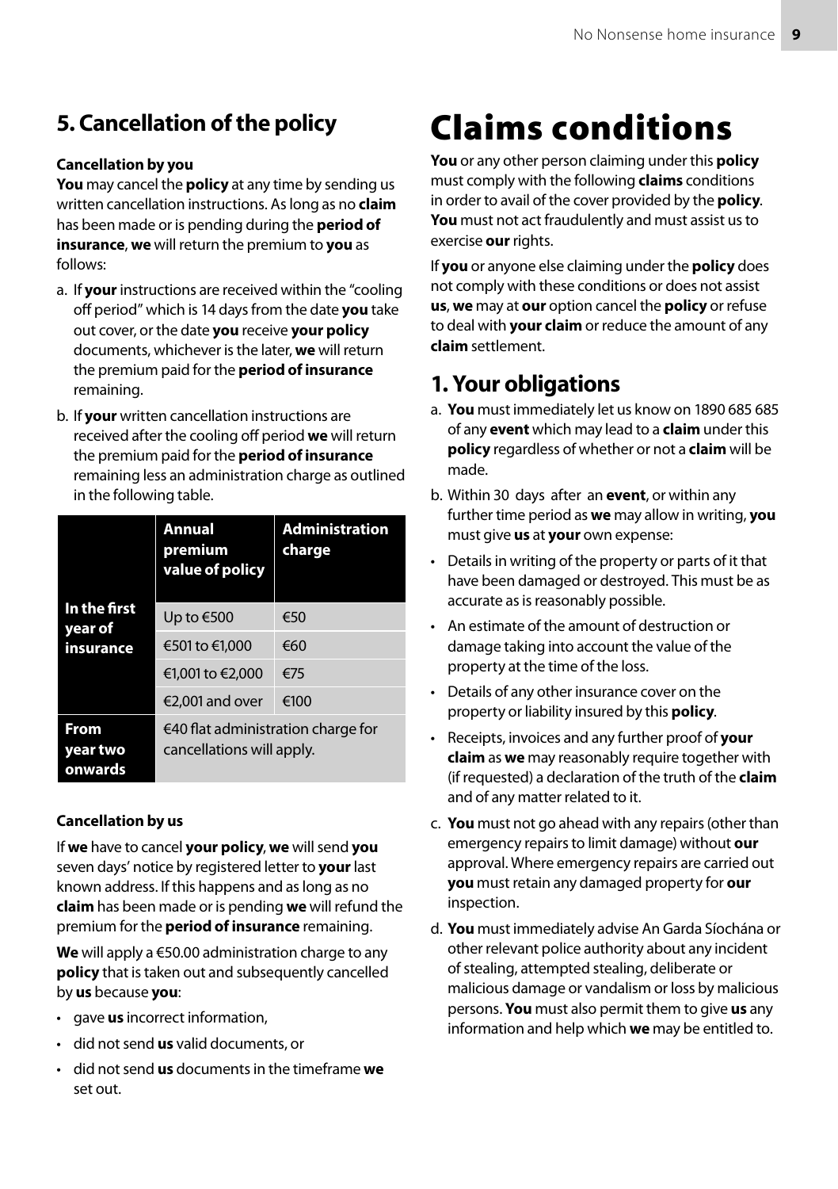## 5. Cancellation of the policy

**Cancellation by you**

**You** may cancel the **policy** at any time by sending us written cancellation instructions. As long as no **claim** has been made or is pending during the **period of insurance**, **we** will return the premium to **you** as follows:

a. If **your** instructions are received within the "cooling off period" which is 14 days from the date **you** take out cover, or the date **you** receive **your policy** documents, whichever is the later, **we** will return the premium paid for the **period of insurance** remaining.

b. If **your** written cancellation instructions are received after the cooling off period **we** will return the premium paid for the **period of insurance** remaining less an administration charge as outlined in the following table.

| | Annual premium value of policy | Administration charge |
|---|---|---|
| **In the first year of insurance** | Up to €500 | €50 |
| | €501 to €1,000 | €60 |
| | €1,001 to €2,000 | €75 |
| | €2,001 and over | €100 |
| **From year two onwards** | €40 flat administration charge for cancellations will apply. | |

**Cancellation by us**

If **we** have to cancel **your policy**, **we** will send **you** seven days' notice by registered letter to **your** last known address. If this happens and as long as no **claim** has been made or is pending **we** will refund the premium for the **period of insurance** remaining.

**We** will apply a €50.00 administration charge to any **policy** that is taken out and subsequently cancelled by **us** because **you**:

- gave **us** incorrect information,
- did not send **us** valid documents, or
- did not send **us** documents in the timeframe **we** set out.

# Claims conditions

**You** or any other person claiming under this **policy** must comply with the following **claims** conditions in order to avail of the cover provided by the **policy**. **You** must not act fraudulently and must assist us to exercise **our** rights.

If **you** or anyone else claiming under the **policy** does not comply with these conditions or does not assist **us**, **we** may at **our** option cancel the **policy** or refuse to deal with **your claim** or reduce the amount of any **claim** settlement.

## 1. Your obligations

a. **You** must immediately let us know on 1890 685 685 of any **event** which may lead to a **claim** under this **policy** regardless of whether or not a **claim** will be made.

b. Within 30 days after an **event**, or within any further time period as **we** may allow in writing, **you** must give **us** at **your** own expense:

- Details in writing of the property or parts of it that have been damaged or destroyed. This must be as accurate as is reasonably possible.
- An estimate of the amount of destruction or damage taking into account the value of the property at the time of the loss.
- Details of any other insurance cover on the property or liability insured by this **policy**.
- Receipts, invoices and any further proof of **your claim** as **we** may reasonably require together with (if requested) a declaration of the truth of the **claim** and of any matter related to it.

c. **You** must not go ahead with any repairs (other than emergency repairs to limit damage) without **our** approval. Where emergency repairs are carried out **you** must retain any damaged property for **our** inspection.

d. **You** must immediately advise An Garda Síochána or other relevant police authority about any incident of stealing, attempted stealing, deliberate or malicious damage or vandalism or loss by malicious persons. **You** must also permit them to give **us** any information and help which **we** may be entitled to.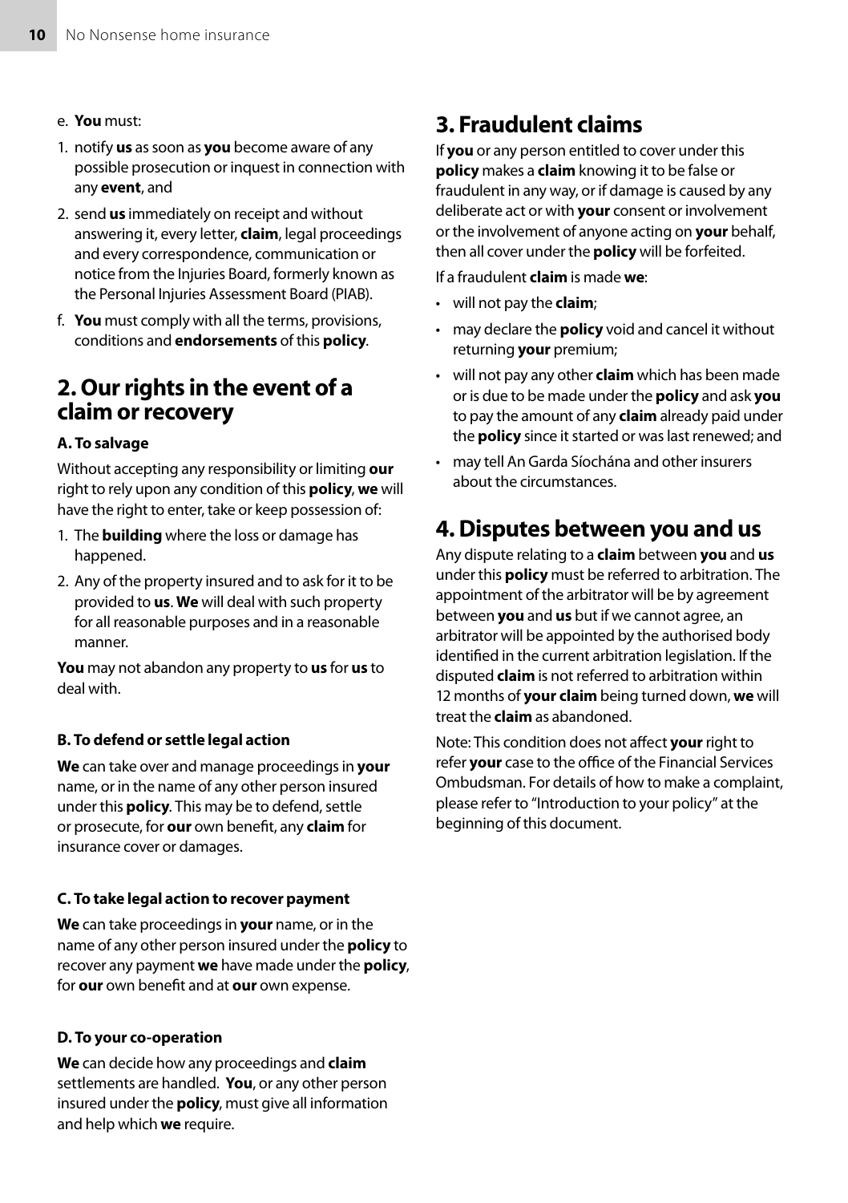e. **You** must:

1. notify **us** as soon as **you** become aware of any possible prosecution or inquest in connection with any **event**, and
2. send **us** immediately on receipt and without answering it, every letter, **claim**, legal proceedings and every correspondence, communication or notice from the Injuries Board, formerly known as the Personal Injuries Assessment Board (PIAB).

f. **You** must comply with all the terms, provisions, conditions and **endorsements** of this **policy**.

## 2. Our rights in the event of a claim or recovery

### A. To salvage

Without accepting any responsibility or limiting **our** right to rely upon any condition of this **policy**, **we** will have the right to enter, take or keep possession of:

1. The **building** where the loss or damage has happened.
2. Any of the property insured and to ask for it to be provided to **us**. **We** will deal with such property for all reasonable purposes and in a reasonable manner.

**You** may not abandon any property to **us** for **us** to deal with.

### B. To defend or settle legal action

**We** can take over and manage proceedings in **your** name, or in the name of any other person insured under this **policy**. This may be to defend, settle or prosecute, for **our** own benefit, any **claim** for insurance cover or damages.

### C. To take legal action to recover payment

**We** can take proceedings in **your** name, or in the name of any other person insured under the **policy** to recover any payment **we** have made under the **policy**, for **our** own benefit and at **our** own expense.

### D. To your co-operation

**We** can decide how any proceedings and **claim** settlements are handled. **You**, or any other person insured under the **policy**, must give all information and help which **we** require.

## 3. Fraudulent claims

If **you** or any person entitled to cover under this **policy** makes a **claim** knowing it to be false or fraudulent in any way, or if damage is caused by any deliberate act or with **your** consent or involvement or the involvement of anyone acting on **your** behalf, then all cover under the **policy** will be forfeited.

If a fraudulent **claim** is made **we**:

- will not pay the **claim**;
- may declare the **policy** void and cancel it without returning **your** premium;
- will not pay any other **claim** which has been made or is due to be made under the **policy** and ask **you** to pay the amount of any **claim** already paid under the **policy** since it started or was last renewed; and
- may tell An Garda Síochána and other insurers about the circumstances.

## 4. Disputes between you and us

Any dispute relating to a **claim** between **you** and **us** under this **policy** must be referred to arbitration. The appointment of the arbitrator will be by agreement between **you** and **us** but if we cannot agree, an arbitrator will be appointed by the authorised body identified in the current arbitration legislation. If the disputed **claim** is not referred to arbitration within 12 months of **your claim** being turned down, **we** will treat the **claim** as abandoned.

Note: This condition does not affect **your** right to refer **your** case to the office of the Financial Services Ombudsman. For details of how to make a complaint, please refer to "Introduction to your policy" at the beginning of this document.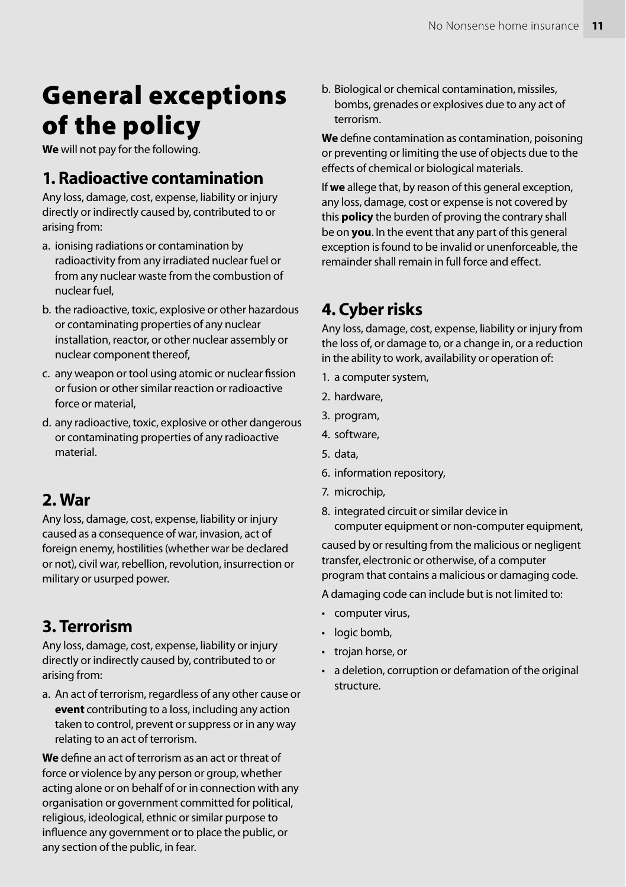# General exceptions of the policy

**We** will not pay for the following.

## 1. Radioactive contamination

Any loss, damage, cost, expense, liability or injury directly or indirectly caused by, contributed to or arising from:

a. ionising radiations or contamination by radioactivity from any irradiated nuclear fuel or from any nuclear waste from the combustion of nuclear fuel,

b. the radioactive, toxic, explosive or other hazardous or contaminating properties of any nuclear installation, reactor, or other nuclear assembly or nuclear component thereof,

c. any weapon or tool using atomic or nuclear fission or fusion or other similar reaction or radioactive force or material,

d. any radioactive, toxic, explosive or other dangerous or contaminating properties of any radioactive material.

## 2. War

Any loss, damage, cost, expense, liability or injury caused as a consequence of war, invasion, act of foreign enemy, hostilities (whether war be declared or not), civil war, rebellion, revolution, insurrection or military or usurped power.

## 3. Terrorism

Any loss, damage, cost, expense, liability or injury directly or indirectly caused by, contributed to or arising from:

a. An act of terrorism, regardless of any other cause or **event** contributing to a loss, including any action taken to control, prevent or suppress or in any way relating to an act of terrorism.

**We** define an act of terrorism as an act or threat of force or violence by any person or group, whether acting alone or on behalf of or in connection with any organisation or government committed for political, religious, ideological, ethnic or similar purpose to influence any government or to place the public, or any section of the public, in fear.

b. Biological or chemical contamination, missiles, bombs, grenades or explosives due to any act of terrorism.

**We** define contamination as contamination, poisoning or preventing or limiting the use of objects due to the effects of chemical or biological materials.

If **we** allege that, by reason of this general exception, any loss, damage, cost or expense is not covered by this **policy** the burden of proving the contrary shall be on **you**. In the event that any part of this general exception is found to be invalid or unenforceable, the remainder shall remain in full force and effect.

## 4. Cyber risks

Any loss, damage, cost, expense, liability or injury from the loss of, or damage to, or a change in, or a reduction in the ability to work, availability or operation of:

1. a computer system,
2. hardware,
3. program,
4. software,
5. data,
6. information repository,
7. microchip,
8. integrated circuit or similar device in computer equipment or non-computer equipment,

caused by or resulting from the malicious or negligent transfer, electronic or otherwise, of a computer program that contains a malicious or damaging code.

A damaging code can include but is not limited to:

- computer virus,
- logic bomb,
- trojan horse, or
- a deletion, corruption or defamation of the original structure.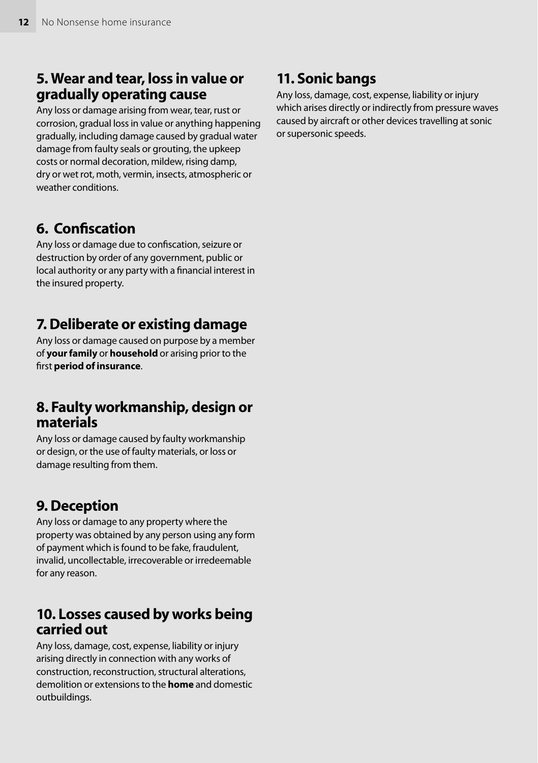## 5. Wear and tear, loss in value or gradually operating cause

Any loss or damage arising from wear, tear, rust or corrosion, gradual loss in value or anything happening gradually, including damage caused by gradual water damage from faulty seals or grouting, the upkeep costs or normal decoration, mildew, rising damp, dry or wet rot, moth, vermin, insects, atmospheric or weather conditions.

## 6. Confiscation

Any loss or damage due to confiscation, seizure or destruction by order of any government, public or local authority or any party with a financial interest in the insured property.

## 7. Deliberate or existing damage

Any loss or damage caused on purpose by a member of **your family** or **household** or arising prior to the first **period of insurance**.

## 8. Faulty workmanship, design or materials

Any loss or damage caused by faulty workmanship or design, or the use of faulty materials, or loss or damage resulting from them.

## 9. Deception

Any loss or damage to any property where the property was obtained by any person using any form of payment which is found to be fake, fraudulent, invalid, uncollectable, irrecoverable or irredeemable for any reason.

## 10. Losses caused by works being carried out

Any loss, damage, cost, expense, liability or injury arising directly in connection with any works of construction, reconstruction, structural alterations, demolition or extensions to the **home** and domestic outbuildings.

## 11. Sonic bangs

Any loss, damage, cost, expense, liability or injury which arises directly or indirectly from pressure waves caused by aircraft or other devices travelling at sonic or supersonic speeds.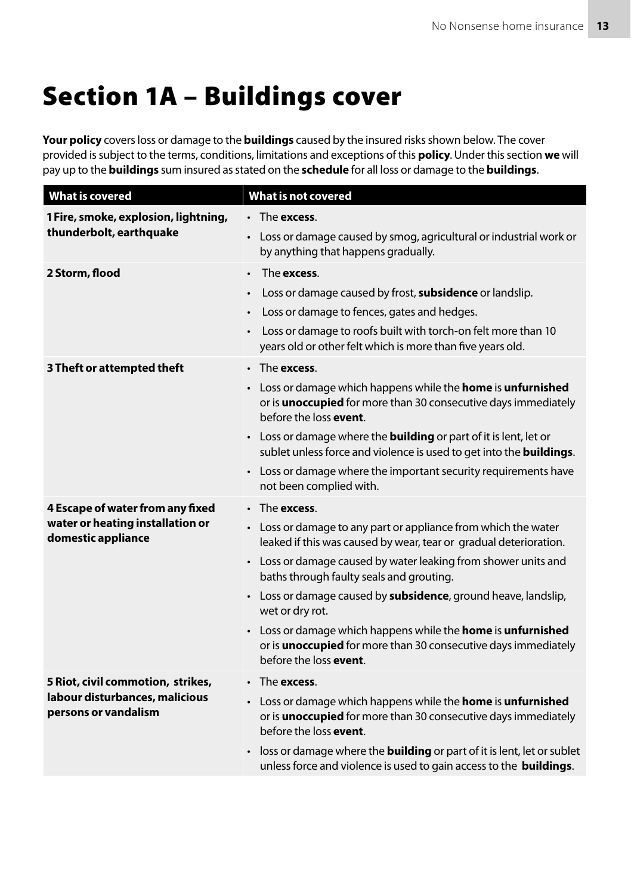# Section 1A – Buildings cover

**Your policy** covers loss or damage to the **buildings** caused by the insured risks shown below. The cover provided is subject to the terms, conditions, limitations and exceptions of this **policy**. Under this section **we** will pay up to the **buildings** sum insured as stated on the **schedule** for all loss or damage to the **buildings**.

| What is covered | What is not covered |
| --- | --- |
| **1 Fire, smoke, explosion, lightning, thunderbolt, earthquake** | • The **excess**.<br>• Loss or damage caused by smog, agricultural or industrial work or by anything that happens gradually. |
| **2 Storm, flood** | • The **excess**.<br>• Loss or damage caused by frost, **subsidence** or landslip.<br>• Loss or damage to fences, gates and hedges.<br>• Loss or damage to roofs built with torch-on felt more than 10 years old or other felt which is more than five years old. |
| **3 Theft or attempted theft** | • The **excess**.<br>• Loss or damage which happens while the **home** is **unfurnished** or is **unoccupied** for more than 30 consecutive days immediately before the loss **event**.<br>• Loss or damage where the **building** or part of it is lent, let or sublet unless force and violence is used to get into the **buildings**.<br>• Loss or damage where the important security requirements have not been complied with. |
| **4 Escape of water from any fixed water or heating installation or domestic appliance** | • The **excess**.<br>• Loss or damage to any part or appliance from which the water leaked if this was caused by wear, tear or gradual deterioration.<br>• Loss or damage caused by water leaking from shower units and baths through faulty seals and grouting.<br>• Loss or damage caused by **subsidence**, ground heave, landslip, wet or dry rot.<br>• Loss or damage which happens while the **home** is **unfurnished** or is **unoccupied** for more than 30 consecutive days immediately before the loss **event**. |
| **5 Riot, civil commotion, strikes, labour disturbances, malicious persons or vandalism** | • The **excess**.<br>• Loss or damage which happens while the **home** is **unfurnished** or is **unoccupied** for more than 30 consecutive days immediately before the loss **event**.<br>• loss or damage where the **building** or part of it is lent, let or sublet unless force and violence is used to gain access to the **buildings**. |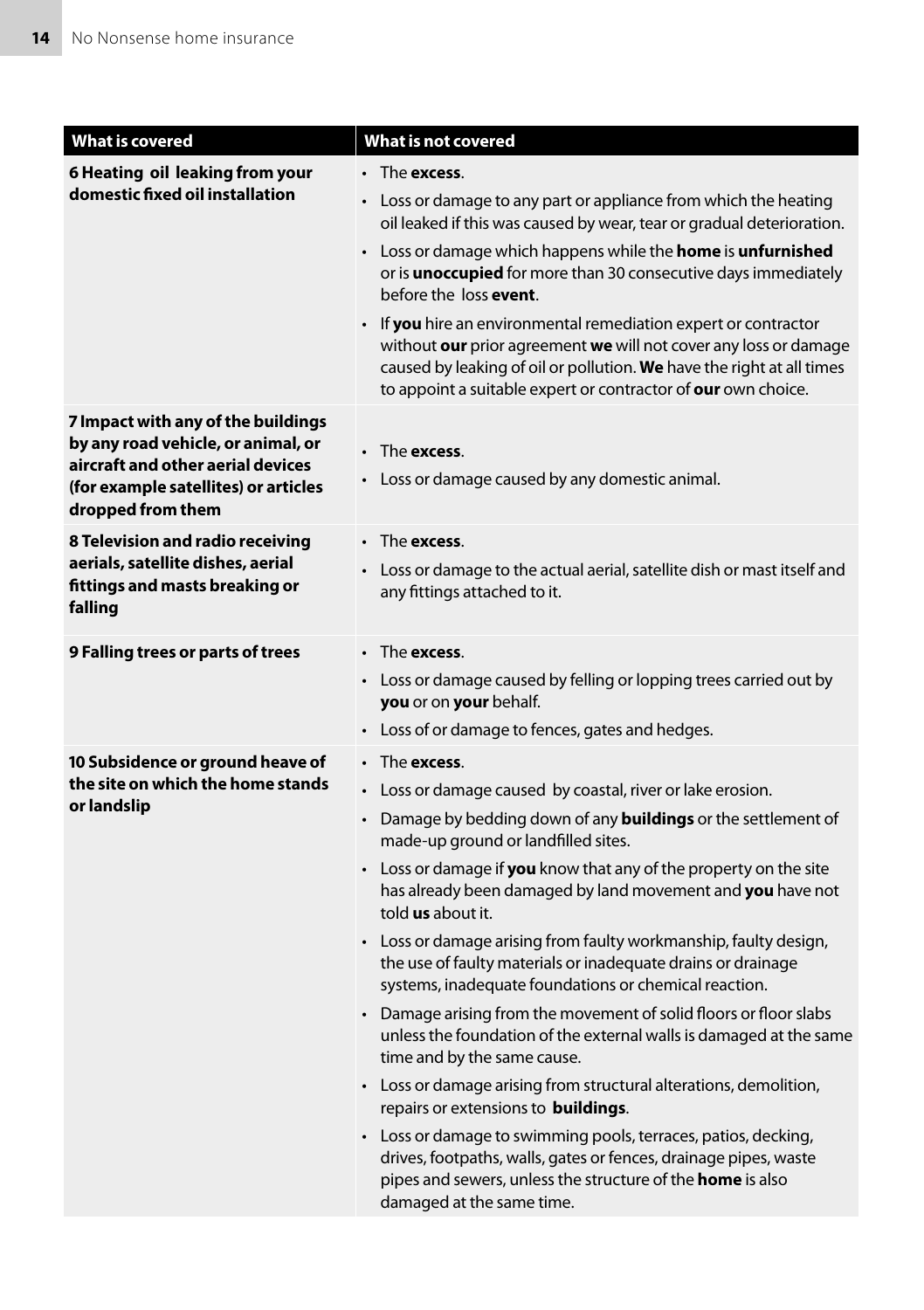| What is covered | What is not covered |
| --- | --- |
| **6 Heating oil leaking from your domestic fixed oil installation** | • The **excess**.<br>• Loss or damage to any part or appliance from which the heating oil leaked if this was caused by wear, tear or gradual deterioration.<br>• Loss or damage which happens while the **home** is **unfurnished** or is **unoccupied** for more than 30 consecutive days immediately before the loss **event**.<br>• If **you** hire an environmental remediation expert or contractor without **our** prior agreement **we** will not cover any loss or damage caused by leaking of oil or pollution. **We** have the right at all times to appoint a suitable expert or contractor of **our** own choice. |
| **7 Impact with any of the buildings by any road vehicle, or animal, or aircraft and other aerial devices (for example satellites) or articles dropped from them** | • The **excess**.<br>• Loss or damage caused by any domestic animal. |
| **8 Television and radio receiving aerials, satellite dishes, aerial fittings and masts breaking or falling** | • The **excess**.<br>• Loss or damage to the actual aerial, satellite dish or mast itself and any fittings attached to it. |
| **9 Falling trees or parts of trees** | • The **excess**.<br>• Loss or damage caused by felling or lopping trees carried out by **you** or on **your** behalf.<br>• Loss of or damage to fences, gates and hedges. |
| **10 Subsidence or ground heave of the site on which the home stands or landslip** | • The **excess**.<br>• Loss or damage caused by coastal, river or lake erosion.<br>• Damage by bedding down of any **buildings** or the settlement of made-up ground or landfilled sites.<br>• Loss or damage if **you** know that any of the property on the site has already been damaged by land movement and **you** have not told **us** about it.<br>• Loss or damage arising from faulty workmanship, faulty design, the use of faulty materials or inadequate drains or drainage systems, inadequate foundations or chemical reaction.<br>• Damage arising from the movement of solid floors or floor slabs unless the foundation of the external walls is damaged at the same time and by the same cause.<br>• Loss or damage arising from structural alterations, demolition, repairs or extensions to **buildings**.<br>• Loss or damage to swimming pools, terraces, patios, decking, drives, footpaths, walls, gates or fences, drainage pipes, waste pipes and sewers, unless the structure of the **home** is also damaged at the same time. |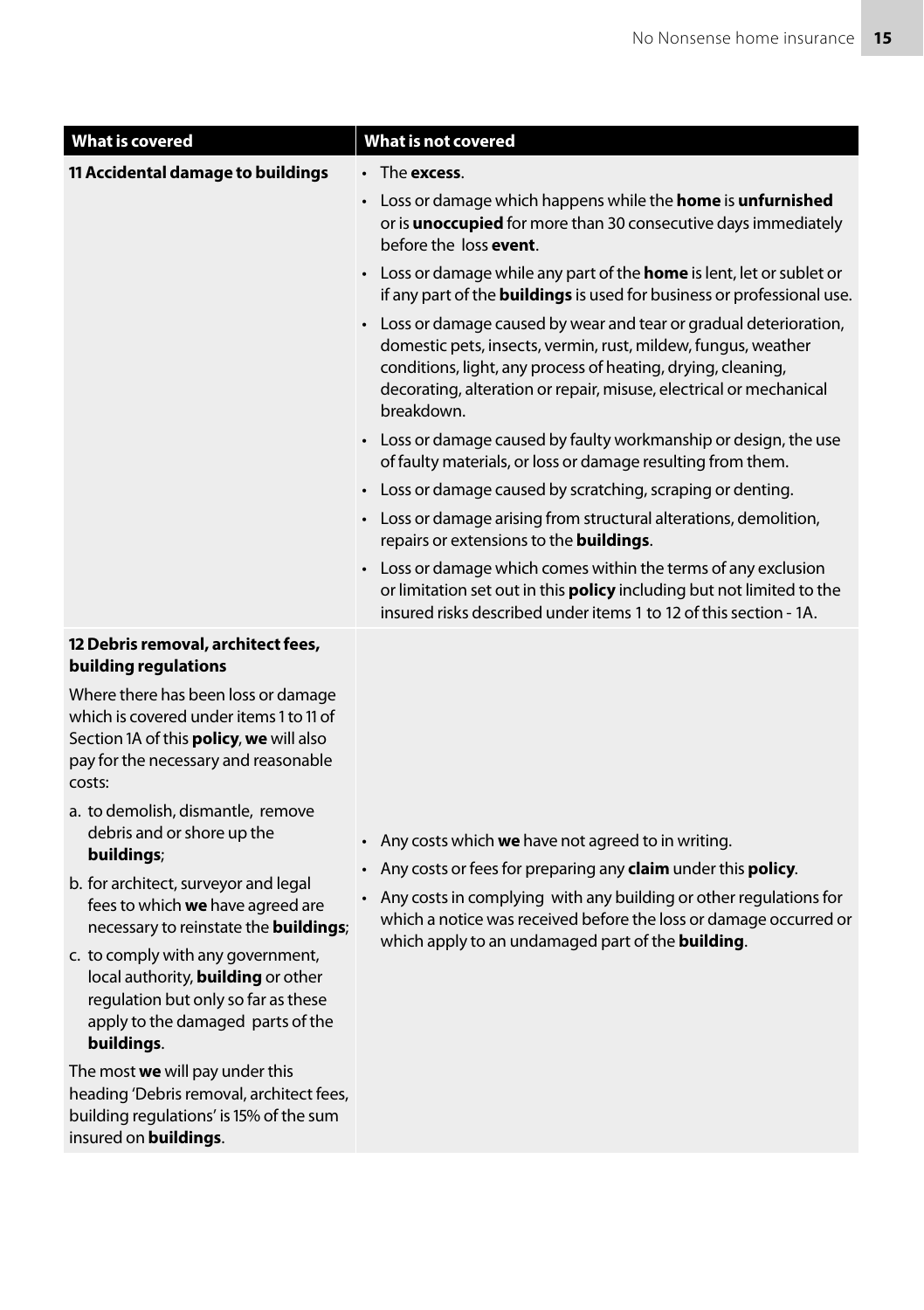| What is covered | What is not covered |
|---|---|
| **11 Accidental damage to buildings** | • The **excess**.<br>• Loss or damage which happens while the **home** is **unfurnished** or is **unoccupied** for more than 30 consecutive days immediately before the loss **event**.<br>• Loss or damage while any part of the **home** is lent, let or sublet or if any part of the **buildings** is used for business or professional use.<br>• Loss or damage caused by wear and tear or gradual deterioration, domestic pets, insects, vermin, rust, mildew, fungus, weather conditions, light, any process of heating, drying, cleaning, decorating, alteration or repair, misuse, electrical or mechanical breakdown.<br>• Loss or damage caused by faulty workmanship or design, the use of faulty materials, or loss or damage resulting from them.<br>• Loss or damage caused by scratching, scraping or denting.<br>• Loss or damage arising from structural alterations, demolition, repairs or extensions to the **buildings**.<br>• Loss or damage which comes within the terms of any exclusion or limitation set out in this **policy** including but not limited to the insured risks described under items 1 to 12 of this section - 1A. |
| **12 Debris removal, architect fees, building regulations**<br>Where there has been loss or damage which is covered under items 1 to 11 of Section 1A of this **policy**, **we** will also pay for the necessary and reasonable costs:<br>a. to demolish, dismantle, remove debris and or shore up the **buildings**;<br>b. for architect, surveyor and legal fees to which **we** have agreed are necessary to reinstate the **buildings**;<br>c. to comply with any government, local authority, **building** or other regulation but only so far as these apply to the damaged parts of the **buildings**.<br>The most **we** will pay under this heading 'Debris removal, architect fees, building regulations' is 15% of the sum insured on **buildings**. | • Any costs which **we** have not agreed to in writing.<br>• Any costs or fees for preparing any **claim** under this **policy**.<br>• Any costs in complying with any building or other regulations for which a notice was received before the loss or damage occurred or which apply to an undamaged part of the **building**. |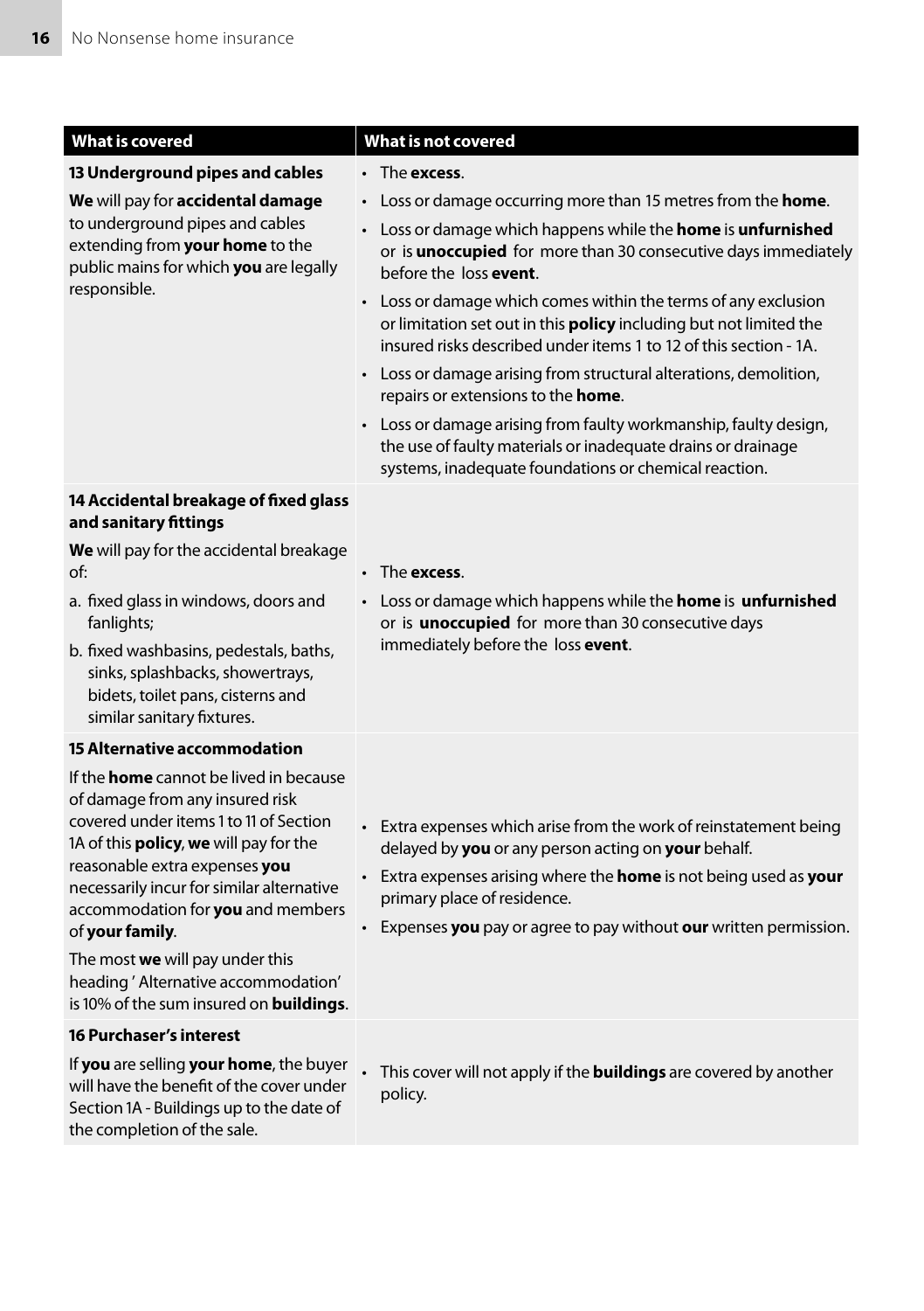| What is covered | What is not covered |
| --- | --- |
| **13 Underground pipes and cables**<br><br>**We** will pay for **accidental damage** to underground pipes and cables extending from **your home** to the public mains for which **you** are legally responsible. | • The **excess**.<br>• Loss or damage occurring more than 15 metres from the **home**.<br>• Loss or damage which happens while the **home** is **unfurnished** or is **unoccupied** for more than 30 consecutive days immediately before the loss **event**.<br>• Loss or damage which comes within the terms of any exclusion or limitation set out in this **policy** including but not limited the insured risks described under items 1 to 12 of this section - 1A.<br>• Loss or damage arising from structural alterations, demolition, repairs or extensions to the **home**.<br>• Loss or damage arising from faulty workmanship, faulty design, the use of faulty materials or inadequate drains or drainage systems, inadequate foundations or chemical reaction. |
| **14 Accidental breakage of fixed glass and sanitary fittings**<br><br>**We** will pay for the accidental breakage of:<br>a. fixed glass in windows, doors and fanlights;<br>b. fixed washbasins, pedestals, baths, sinks, splashbacks, showertrays, bidets, toilet pans, cisterns and similar sanitary fixtures. | • The **excess**.<br>• Loss or damage which happens while the **home** is **unfurnished** or is **unoccupied** for more than 30 consecutive days immediately before the loss **event**. |
| **15 Alternative accommodation**<br><br>If the **home** cannot be lived in because of damage from any insured risk covered under items 1 to 11 of Section 1A of this **policy**, **we** will pay for the reasonable extra expenses **you** necessarily incur for similar alternative accommodation for **you** and members of **your family**.<br><br>The most **we** will pay under this heading 'Alternative accommodation' is 10% of the sum insured on **buildings**. | • Extra expenses which arise from the work of reinstatement being delayed by **you** or any person acting on **your** behalf.<br>• Extra expenses arising where the **home** is not being used as **your** primary place of residence.<br>• Expenses **you** pay or agree to pay without **our** written permission. |
| **16 Purchaser's interest**<br><br>If **you** are selling **your home**, the buyer will have the benefit of the cover under Section 1A - Buildings up to the date of the completion of the sale. | • This cover will not apply if the **buildings** are covered by another policy. |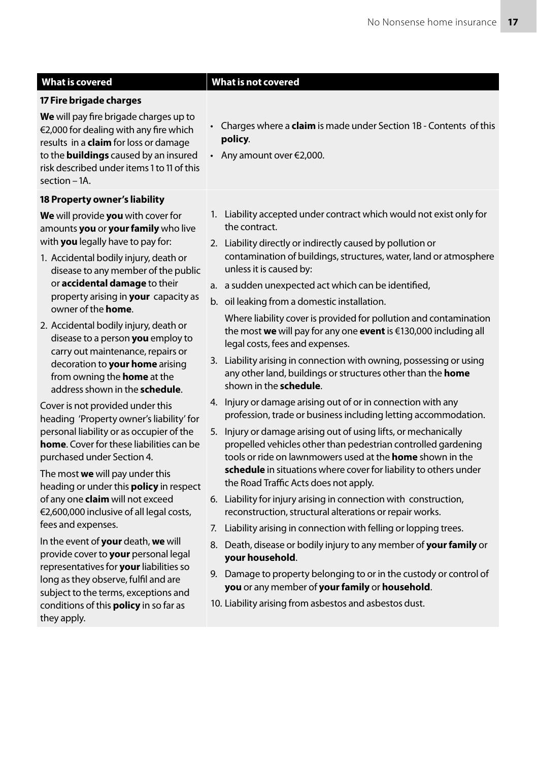| What is covered | What is not covered |
|---|---|
| **17 Fire brigade charges**<br><br>**We** will pay fire brigade charges up to €2,000 for dealing with any fire which results in a **claim** for loss or damage to the **buildings** caused by an insured risk described under items 1 to 11 of this section – 1A. | • Charges where a **claim** is made under Section 1B - Contents of this **policy**.<br>• Any amount over €2,000. |
| **18 Property owner's liability**<br><br>**We** will provide **you** with cover for amounts **you** or **your family** who live with **you** legally have to pay for:<br>1. Accidental bodily injury, death or disease to any member of the public or **accidental damage** to their property arising in **your** capacity as owner of the **home**.<br>2. Accidental bodily injury, death or disease to a person **you** employ to carry out maintenance, repairs or decoration to **your home** arising from owning the **home** at the address shown in the **schedule**.<br><br>Cover is not provided under this heading 'Property owner's liability' for personal liability or as occupier of the **home**. Cover for these liabilities can be purchased under Section 4.<br><br>The most **we** will pay under this heading or under this **policy** in respect of any one **claim** will not exceed €2,600,000 inclusive of all legal costs, fees and expenses.<br><br>In the event of **your** death, **we** will provide cover to **your** personal legal representatives for **your** liabilities so long as they observe, fulfil and are subject to the terms, exceptions and conditions of this **policy** in so far as they apply. | 1. Liability accepted under contract which would not exist only for the contract.<br>2. Liability directly or indirectly caused by pollution or contamination of buildings, structures, water, land or atmosphere unless it is caused by:<br>a. a sudden unexpected act which can be identified,<br>b. oil leaking from a domestic installation.<br>Where liability cover is provided for pollution and contamination the most **we** will pay for any one **event** is €130,000 including all legal costs, fees and expenses.<br>3. Liability arising in connection with owning, possessing or using any other land, buildings or structures other than the **home** shown in the **schedule**.<br>4. Injury or damage arising out of or in connection with any profession, trade or business including letting accommodation.<br>5. Injury or damage arising out of using lifts, or mechanically propelled vehicles other than pedestrian controlled gardening tools or ride on lawnmowers used at the **home** shown in the **schedule** in situations where cover for liability to others under the Road Traffic Acts does not apply.<br>6. Liability for injury arising in connection with construction, reconstruction, structural alterations or repair works.<br>7. Liability arising in connection with felling or lopping trees.<br>8. Death, disease or bodily injury to any member of **your family** or **your household**.<br>9. Damage to property belonging to or in the custody or control of **you** or any member of **your family** or **household**.<br>10. Liability arising from asbestos and asbestos dust. |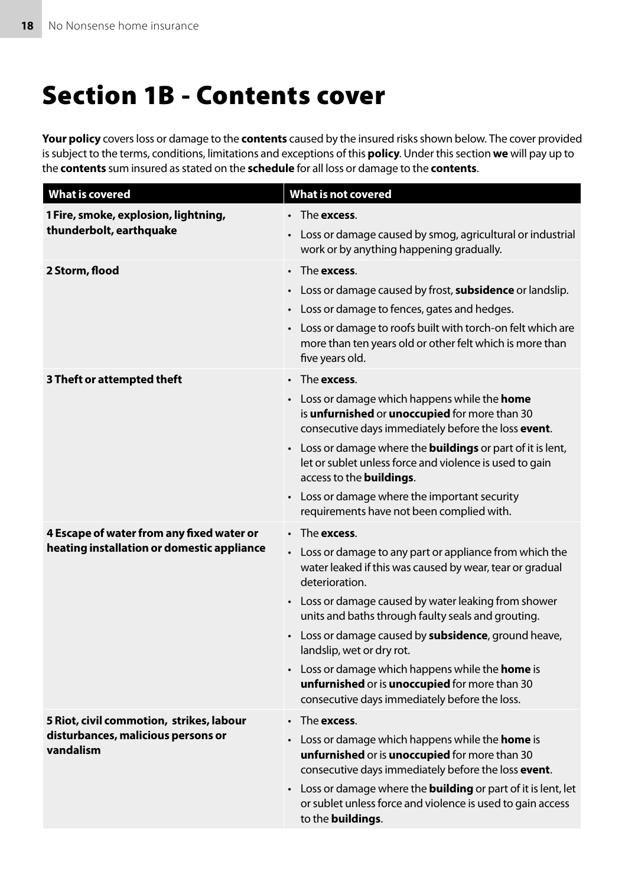# Section 1B - Contents cover

**Your policy** covers loss or damage to the **contents** caused by the insured risks shown below. The cover provided is subject to the terms, conditions, limitations and exceptions of this **policy**. Under this section **we** will pay up to the **contents** sum insured as stated on the **schedule** for all loss or damage to the **contents**.

| What is covered | What is not covered |
|---|---|
| **1 Fire, smoke, explosion, lightning, thunderbolt, earthquake** | • The **excess**.<br>• Loss or damage caused by smog, agricultural or industrial work or by anything happening gradually. |
| **2 Storm, flood** | • The **excess**.<br>• Loss or damage caused by frost, **subsidence** or landslip.<br>• Loss or damage to fences, gates and hedges.<br>• Loss or damage to roofs built with torch-on felt which are more than ten years old or other felt which is more than five years old. |
| **3 Theft or attempted theft** | • The **excess**.<br>• Loss or damage which happens while the **home** is **unfurnished** or **unoccupied** for more than 30 consecutive days immediately before the loss **event**.<br>• Loss or damage where the **buildings** or part of it is lent, let or sublet unless force and violence is used to gain access to the **buildings**.<br>• Loss or damage where the important security requirements have not been complied with. |
| **4 Escape of water from any fixed water or heating installation or domestic appliance** | • The **excess**.<br>• Loss or damage to any part or appliance from which the water leaked if this was caused by wear, tear or gradual deterioration.<br>• Loss or damage caused by water leaking from shower units and baths through faulty seals and grouting.<br>• Loss or damage caused by **subsidence**, ground heave, landslip, wet or dry rot.<br>• Loss or damage which happens while the **home** is **unfurnished** or is **unoccupied** for more than 30 consecutive days immediately before the loss. |
| **5 Riot, civil commotion, strikes, labour disturbances, malicious persons or vandalism** | • The **excess**.<br>• Loss or damage which happens while the **home** is **unfurnished** or is **unoccupied** for more than 30 consecutive days immediately before the loss **event**.<br>• Loss or damage where the **building** or part of it is lent, let or sublet unless force and violence is used to gain access to the **buildings**. |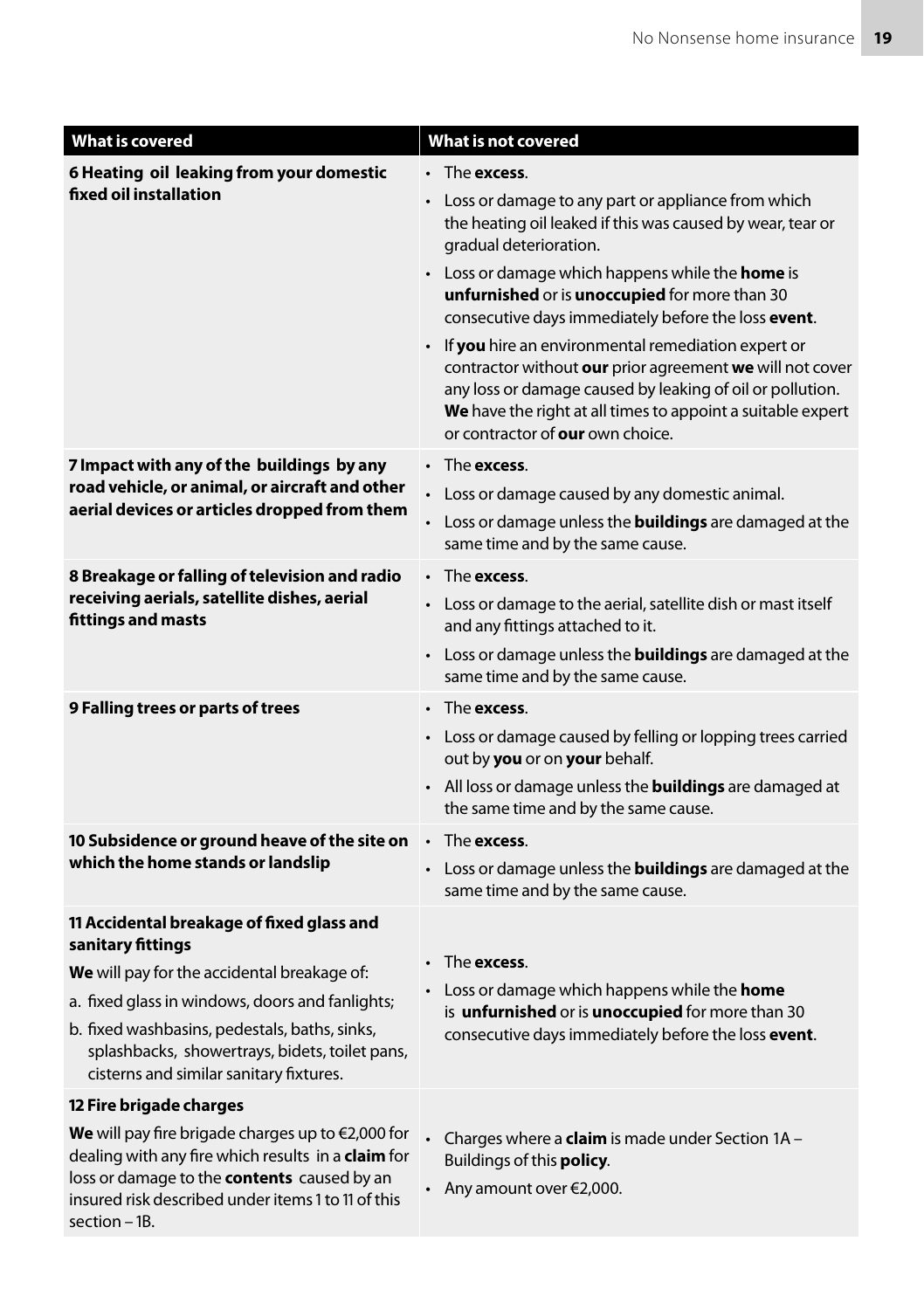| What is covered | What is not covered |
|---|---|
| **6 Heating oil leaking from your domestic fixed oil installation** | • The **excess**.<br>• Loss or damage to any part or appliance from which the heating oil leaked if this was caused by wear, tear or gradual deterioration.<br>• Loss or damage which happens while the **home** is **unfurnished** or is **unoccupied** for more than 30 consecutive days immediately before the loss **event**.<br>• If **you** hire an environmental remediation expert or contractor without **our** prior agreement **we** will not cover any loss or damage caused by leaking of oil or pollution. **We** have the right at all times to appoint a suitable expert or contractor of **our** own choice. |
| **7 Impact with any of the buildings by any road vehicle, or animal, or aircraft and other aerial devices or articles dropped from them** | • The **excess**.<br>• Loss or damage caused by any domestic animal.<br>• Loss or damage unless the **buildings** are damaged at the same time and by the same cause. |
| **8 Breakage or falling of television and radio receiving aerials, satellite dishes, aerial fittings and masts** | • The **excess**.<br>• Loss or damage to the aerial, satellite dish or mast itself and any fittings attached to it.<br>• Loss or damage unless the **buildings** are damaged at the same time and by the same cause. |
| **9 Falling trees or parts of trees** | • The **excess**.<br>• Loss or damage caused by felling or lopping trees carried out by **you** or on **your** behalf.<br>• All loss or damage unless the **buildings** are damaged at the same time and by the same cause. |
| **10 Subsidence or ground heave of the site on which the home stands or landslip** | • The **excess**.<br>• Loss or damage unless the **buildings** are damaged at the same time and by the same cause. |
| **11 Accidental breakage of fixed glass and sanitary fittings**<br>**We** will pay for the accidental breakage of:<br>a. fixed glass in windows, doors and fanlights;<br>b. fixed washbasins, pedestals, baths, sinks, splashbacks, showertrays, bidets, toilet pans, cisterns and similar sanitary fixtures. | • The **excess**.<br>• Loss or damage which happens while the **home** is **unfurnished** or is **unoccupied** for more than 30 consecutive days immediately before the loss **event**. |
| **12 Fire brigade charges**<br>**We** will pay fire brigade charges up to €2,000 for dealing with any fire which results in a **claim** for loss or damage to the **contents** caused by an insured risk described under items 1 to 11 of this section – 1B. | • Charges where a **claim** is made under Section 1A – Buildings of this **policy**.<br>• Any amount over €2,000. |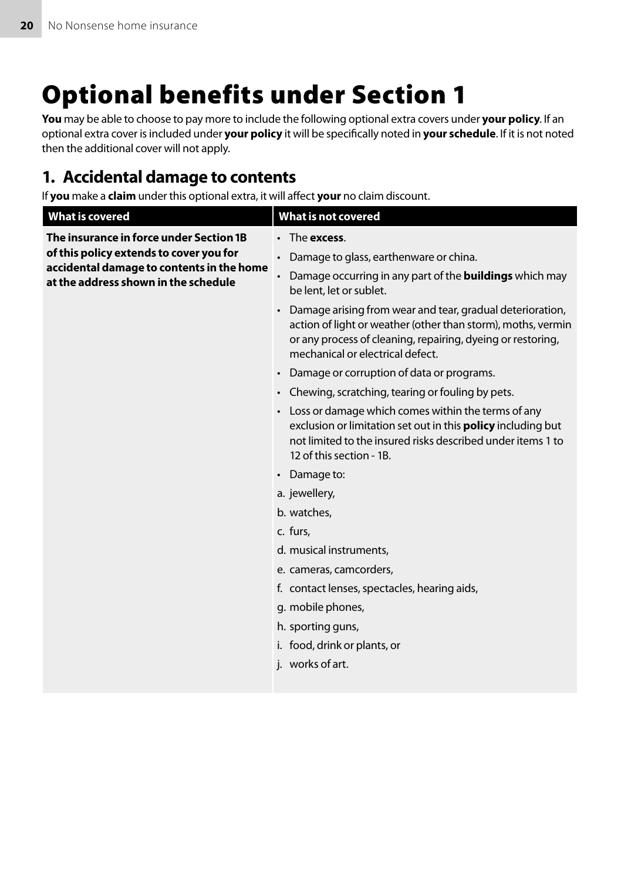# Optional benefits under Section 1

**You** may be able to choose to pay more to include the following optional extra covers under **your policy**. If an optional extra cover is included under **your policy** it will be specifically noted in **your schedule**. If it is not noted then the additional cover will not apply.

## 1. Accidental damage to contents

If **you** make a **claim** under this optional extra, it will affect **your** no claim discount.

| What is covered | What is not covered |
|---|---|
| **The insurance in force under Section 1B of this policy extends to cover you for accidental damage to contents in the home at the address shown in the schedule** | • The **excess**.<br>• Damage to glass, earthenware or china.<br>• Damage occurring in any part of the **buildings** which may be lent, let or sublet.<br>• Damage arising from wear and tear, gradual deterioration, action of light or weather (other than storm), moths, vermin or any process of cleaning, repairing, dyeing or restoring, mechanical or electrical defect.<br>• Damage or corruption of data or programs.<br>• Chewing, scratching, tearing or fouling by pets.<br>• Loss or damage which comes within the terms of any exclusion or limitation set out in this **policy** including but not limited to the insured risks described under items 1 to 12 of this section - 1B.<br>• Damage to:<br>a. jewellery,<br>b. watches,<br>c. furs,<br>d. musical instruments,<br>e. cameras, camcorders,<br>f. contact lenses, spectacles, hearing aids,<br>g. mobile phones,<br>h. sporting guns,<br>i. food, drink or plants, or<br>j. works of art. |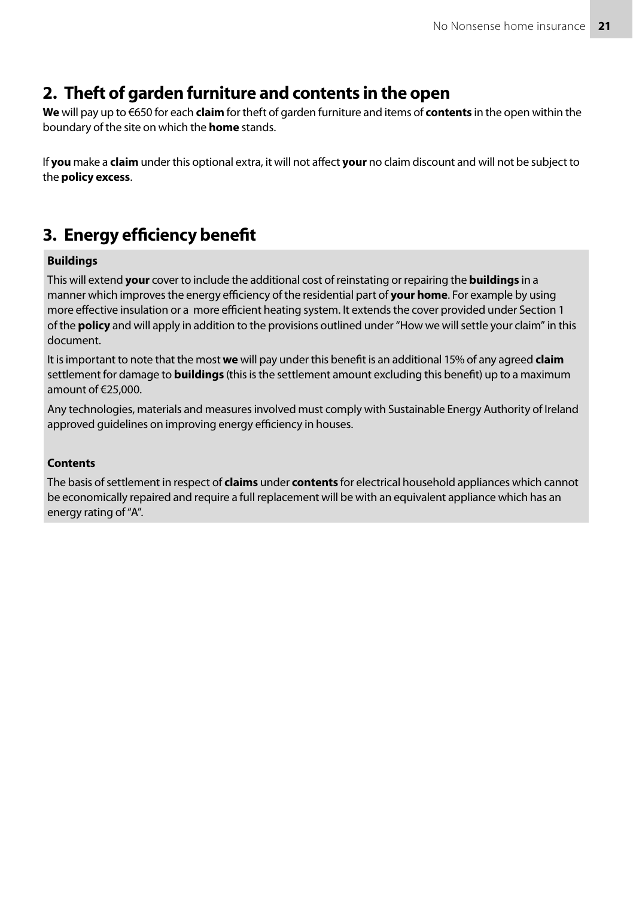## 2. Theft of garden furniture and contents in the open

**We** will pay up to €650 for each **claim** for theft of garden furniture and items of **contents** in the open within the boundary of the site on which the **home** stands.

If **you** make a **claim** under this optional extra, it will not affect **your** no claim discount and will not be subject to the **policy excess**.

## 3. Energy efficiency benefit

**Buildings**

This will extend **your** cover to include the additional cost of reinstating or repairing the **buildings** in a manner which improves the energy efficiency of the residential part of **your home**. For example by using more effective insulation or a more efficient heating system. It extends the cover provided under Section 1 of the **policy** and will apply in addition to the provisions outlined under "How we will settle your claim" in this document.

It is important to note that the most **we** will pay under this benefit is an additional 15% of any agreed **claim** settlement for damage to **buildings** (this is the settlement amount excluding this benefit) up to a maximum amount of €25,000.

Any technologies, materials and measures involved must comply with Sustainable Energy Authority of Ireland approved guidelines on improving energy efficiency in houses.

**Contents**

The basis of settlement in respect of **claims** under **contents** for electrical household appliances which cannot be economically repaired and require a full replacement will be with an equivalent appliance which has an energy rating of "A".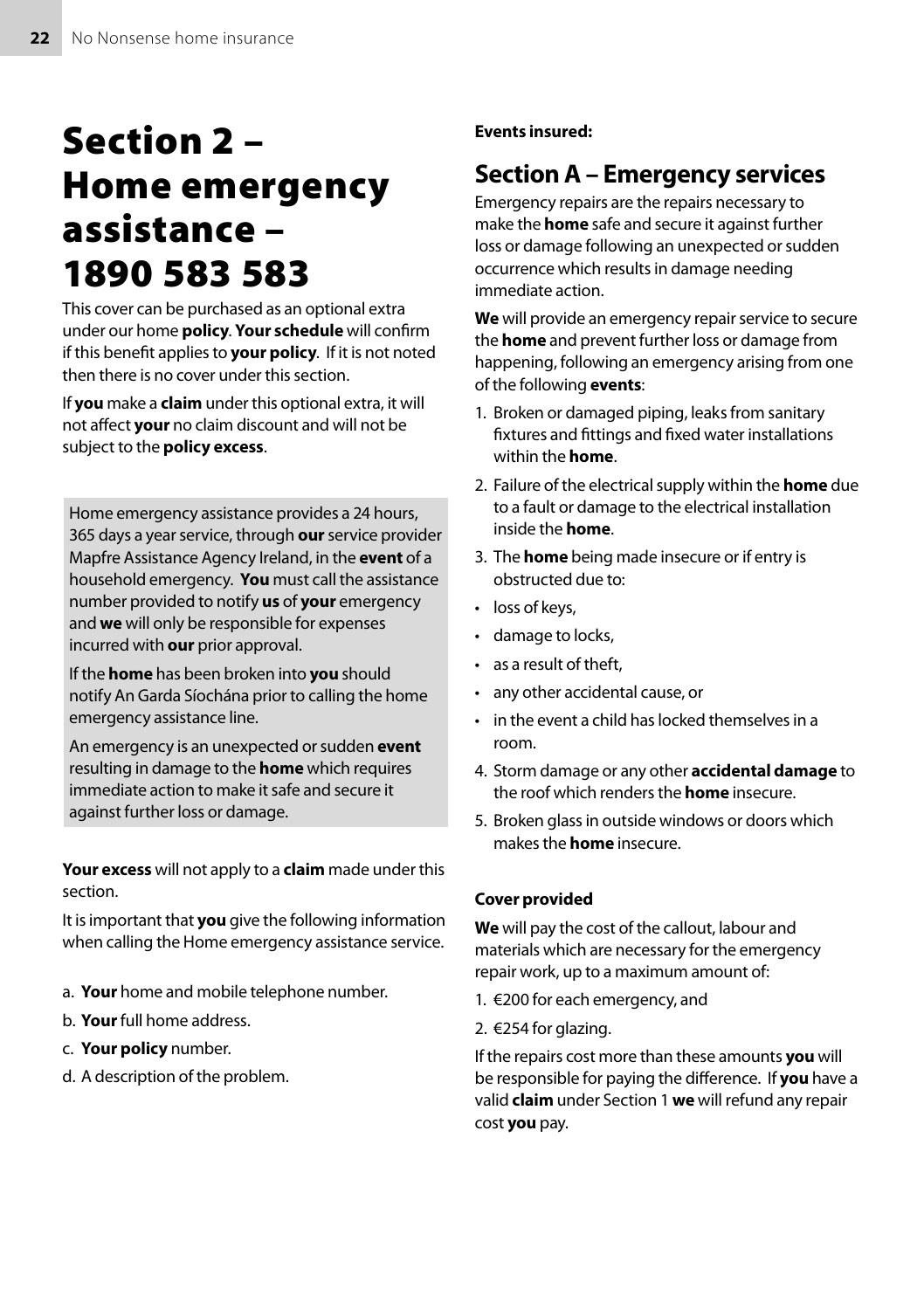# Section 2 – Home emergency assistance – 1890 583 583

This cover can be purchased as an optional extra under our home **policy**. **Your schedule** will confirm if this benefit applies to **your policy**. If it is not noted then there is no cover under this section.

If **you** make a **claim** under this optional extra, it will not affect **your** no claim discount and will not be subject to the **policy excess**.

Home emergency assistance provides a 24 hours, 365 days a year service, through **our** service provider Mapfre Assistance Agency Ireland, in the **event** of a household emergency. **You** must call the assistance number provided to notify **us** of **your** emergency and **we** will only be responsible for expenses incurred with **our** prior approval.

If the **home** has been broken into **you** should notify An Garda Síochána prior to calling the home emergency assistance line.

An emergency is an unexpected or sudden **event** resulting in damage to the **home** which requires immediate action to make it safe and secure it against further loss or damage.

**Your excess** will not apply to a **claim** made under this section.

It is important that **you** give the following information when calling the Home emergency assistance service.

a. **Your** home and mobile telephone number.
b. **Your** full home address.
c. **Your policy** number.
d. A description of the problem.

**Events insured:**

## Section A – Emergency services

Emergency repairs are the repairs necessary to make the **home** safe and secure it against further loss or damage following an unexpected or sudden occurrence which results in damage needing immediate action.

**We** will provide an emergency repair service to secure the **home** and prevent further loss or damage from happening, following an emergency arising from one of the following **events**:

1. Broken or damaged piping, leaks from sanitary fixtures and fittings and fixed water installations within the **home**.
2. Failure of the electrical supply within the **home** due to a fault or damage to the electrical installation inside the **home**.
3. The **home** being made insecure or if entry is obstructed due to:
   - loss of keys,
   - damage to locks,
   - as a result of theft,
   - any other accidental cause, or
   - in the event a child has locked themselves in a room.
4. Storm damage or any other **accidental damage** to the roof which renders the **home** insecure.
5. Broken glass in outside windows or doors which makes the **home** insecure.

**Cover provided**

**We** will pay the cost of the callout, labour and materials which are necessary for the emergency repair work, up to a maximum amount of:

1. €200 for each emergency, and
2. €254 for glazing.

If the repairs cost more than these amounts **you** will be responsible for paying the difference. If **you** have a valid **claim** under Section 1 **we** will refund any repair cost **you** pay.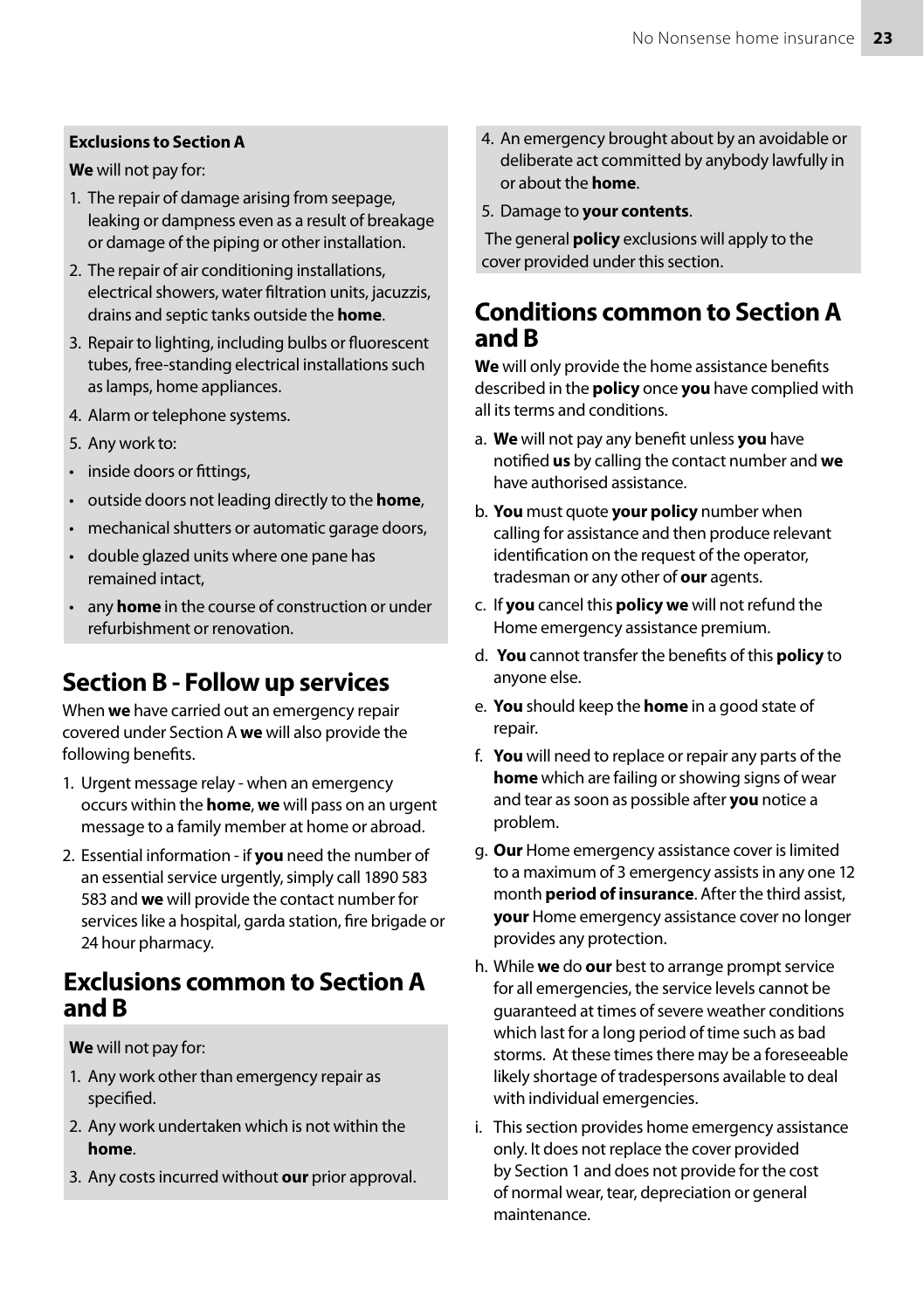**Exclusions to Section A**

**We** will not pay for:

1. The repair of damage arising from seepage, leaking or dampness even as a result of breakage or damage of the piping or other installation.
2. The repair of air conditioning installations, electrical showers, water filtration units, jacuzzis, drains and septic tanks outside the **home**.
3. Repair to lighting, including bulbs or fluorescent tubes, free-standing electrical installations such as lamps, home appliances.
4. Alarm or telephone systems.
5. Any work to:

- inside doors or fittings,
- outside doors not leading directly to the **home**,
- mechanical shutters or automatic garage doors,
- double glazed units where one pane has remained intact,
- any **home** in the course of construction or under refurbishment or renovation.

## Section B - Follow up services

When **we** have carried out an emergency repair covered under Section A **we** will also provide the following benefits.

1. Urgent message relay - when an emergency occurs within the **home**, **we** will pass on an urgent message to a family member at home or abroad.
2. Essential information - if **you** need the number of an essential service urgently, simply call 1890 583 583 and **we** will provide the contact number for services like a hospital, garda station, fire brigade or 24 hour pharmacy.

## Exclusions common to Section A and B

**We** will not pay for:

1. Any work other than emergency repair as specified.
2. Any work undertaken which is not within the **home**.
3. Any costs incurred without **our** prior approval.
4. An emergency brought about by an avoidable or deliberate act committed by anybody lawfully in or about the **home**.
5. Damage to **your contents**.

The general **policy** exclusions will apply to the cover provided under this section.

## Conditions common to Section A and B

**We** will only provide the home assistance benefits described in the **policy** once **you** have complied with all its terms and conditions.

a. **We** will not pay any benefit unless **you** have notified **us** by calling the contact number and **we** have authorised assistance.

b. **You** must quote **your policy** number when calling for assistance and then produce relevant identification on the request of the operator, tradesman or any other of **our** agents.

c. If **you** cancel this **policy we** will not refund the Home emergency assistance premium.

d. **You** cannot transfer the benefits of this **policy** to anyone else.

e. **You** should keep the **home** in a good state of repair.

f. **You** will need to replace or repair any parts of the **home** which are failing or showing signs of wear and tear as soon as possible after **you** notice a problem.

g. **Our** Home emergency assistance cover is limited to a maximum of 3 emergency assists in any one 12 month **period of insurance**. After the third assist, **your** Home emergency assistance cover no longer provides any protection.

h. While **we** do **our** best to arrange prompt service for all emergencies, the service levels cannot be guaranteed at times of severe weather conditions which last for a long period of time such as bad storms. At these times there may be a foreseeable likely shortage of tradespersons available to deal with individual emergencies.

i. This section provides home emergency assistance only. It does not replace the cover provided by Section 1 and does not provide for the cost of normal wear, tear, depreciation or general maintenance.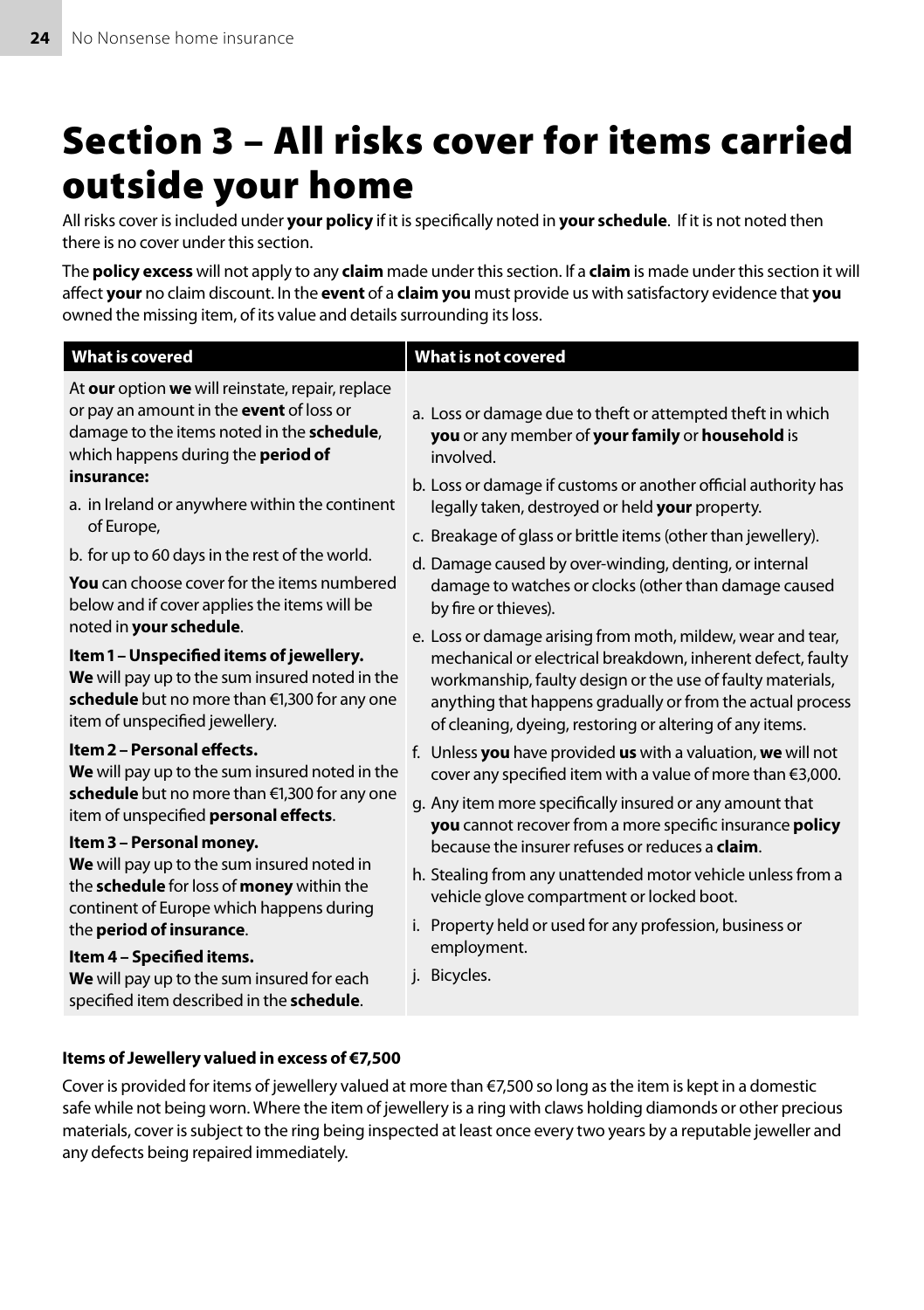# Section 3 – All risks cover for items carried outside your home

All risks cover is included under **your policy** if it is specifically noted in **your schedule**. If it is not noted then there is no cover under this section.

The **policy excess** will not apply to any **claim** made under this section. If a **claim** is made under this section it will affect **your** no claim discount. In the **event** of a **claim you** must provide us with satisfactory evidence that **you** owned the missing item, of its value and details surrounding its loss.

| What is covered | What is not covered |
|---|---|
| At **our** option **we** will reinstate, repair, replace or pay an amount in the **event** of loss or damage to the items noted in the **schedule**, which happens during the **period of insurance:**<br>a. in Ireland or anywhere within the continent of Europe,<br>b. for up to 60 days in the rest of the world.<br>**You** can choose cover for the items numbered below and if cover applies the items will be noted in **your schedule**.<br>**Item 1 – Unspecified items of jewellery.**<br>**We** will pay up to the sum insured noted in the **schedule** but no more than €1,300 for any one item of unspecified jewellery.<br>**Item 2 – Personal effects.**<br>**We** will pay up to the sum insured noted in the **schedule** but no more than €1,300 for any one item of unspecified **personal effects**.<br>**Item 3 – Personal money.**<br>**We** will pay up to the sum insured noted in the **schedule** for loss of **money** within the continent of Europe which happens during the **period of insurance**.<br>**Item 4 – Specified items.**<br>**We** will pay up to the sum insured for each specified item described in the **schedule**. | a. Loss or damage due to theft or attempted theft in which **you** or any member of **your family** or **household** is involved.<br>b. Loss or damage if customs or another official authority has legally taken, destroyed or held **your** property.<br>c. Breakage of glass or brittle items (other than jewellery).<br>d. Damage caused by over-winding, denting, or internal damage to watches or clocks (other than damage caused by fire or thieves).<br>e. Loss or damage arising from moth, mildew, wear and tear, mechanical or electrical breakdown, inherent defect, faulty workmanship, faulty design or the use of faulty materials, anything that happens gradually or from the actual process of cleaning, dyeing, restoring or altering of any items.<br>f. Unless **you** have provided **us** with a valuation, **we** will not cover any specified item with a value of more than €3,000.<br>g. Any item more specifically insured or any amount that **you** cannot recover from a more specific insurance **policy** because the insurer refuses or reduces a **claim**.<br>h. Stealing from any unattended motor vehicle unless from a vehicle glove compartment or locked boot.<br>i. Property held or used for any profession, business or employment.<br>j. Bicycles. |

**Items of Jewellery valued in excess of €7,500**

Cover is provided for items of jewellery valued at more than €7,500 so long as the item is kept in a domestic safe while not being worn. Where the item of jewellery is a ring with claws holding diamonds or other precious materials, cover is subject to the ring being inspected at least once every two years by a reputable jeweller and any defects being repaired immediately.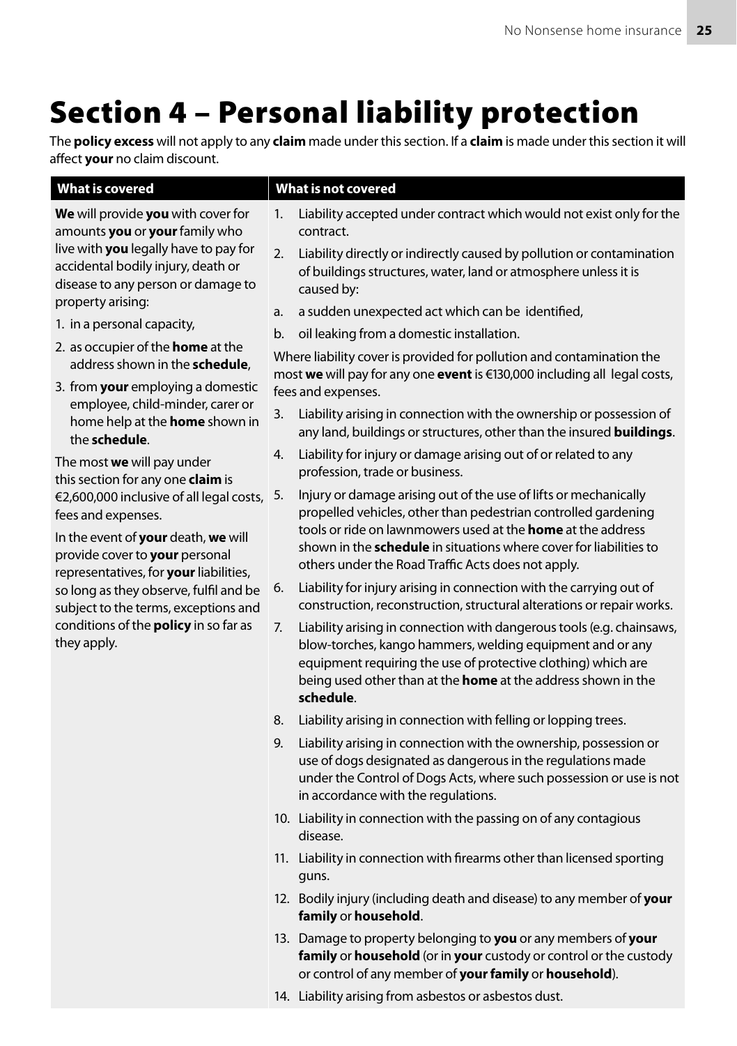# Section 4 – Personal liability protection

The **policy excess** will not apply to any **claim** made under this section. If a **claim** is made under this section it will affect **your** no claim discount.

## What is covered

**We** will provide **you** with cover for amounts **you** or **your** family who live with **you** legally have to pay for accidental bodily injury, death or disease to any person or damage to property arising:

1. in a personal capacity,
2. as occupier of the **home** at the address shown in the **schedule**,
3. from **your** employing a domestic employee, child-minder, carer or home help at the **home** shown in the **schedule**.

The most **we** will pay under this section for any one **claim** is €2,600,000 inclusive of all legal costs, fees and expenses.

In the event of **your** death, **we** will provide cover to **your** personal representatives, for **your** liabilities, so long as they observe, fulfil and be subject to the terms, exceptions and conditions of the **policy** in so far as they apply.

## What is not covered

1. Liability accepted under contract which would not exist only for the contract.
2. Liability directly or indirectly caused by pollution or contamination of buildings structures, water, land or atmosphere unless it is caused by:
   a. a sudden unexpected act which can be identified,
   b. oil leaking from a domestic installation.

   Where liability cover is provided for pollution and contamination the most **we** will pay for any one **event** is €130,000 including all legal costs, fees and expenses.
3. Liability arising in connection with the ownership or possession of any land, buildings or structures, other than the insured **buildings**.
4. Liability for injury or damage arising out of or related to any profession, trade or business.
5. Injury or damage arising out of the use of lifts or mechanically propelled vehicles, other than pedestrian controlled gardening tools or ride on lawnmowers used at the **home** at the address shown in the **schedule** in situations where cover for liabilities to others under the Road Traffic Acts does not apply.
6. Liability for injury arising in connection with the carrying out of construction, reconstruction, structural alterations or repair works.
7. Liability arising in connection with dangerous tools (e.g. chainsaws, blow-torches, kango hammers, welding equipment and or any equipment requiring the use of protective clothing) which are being used other than at the **home** at the address shown in the **schedule**.
8. Liability arising in connection with felling or lopping trees.
9. Liability arising in connection with the ownership, possession or use of dogs designated as dangerous in the regulations made under the Control of Dogs Acts, where such possession or use is not in accordance with the regulations.
10. Liability in connection with the passing on of any contagious disease.
11. Liability in connection with firearms other than licensed sporting guns.
12. Bodily injury (including death and disease) to any member of **your family** or **household**.
13. Damage to property belonging to **you** or any members of **your family** or **household** (or in **your** custody or control or the custody or control of any member of **your family** or **household**).
14. Liability arising from asbestos or asbestos dust.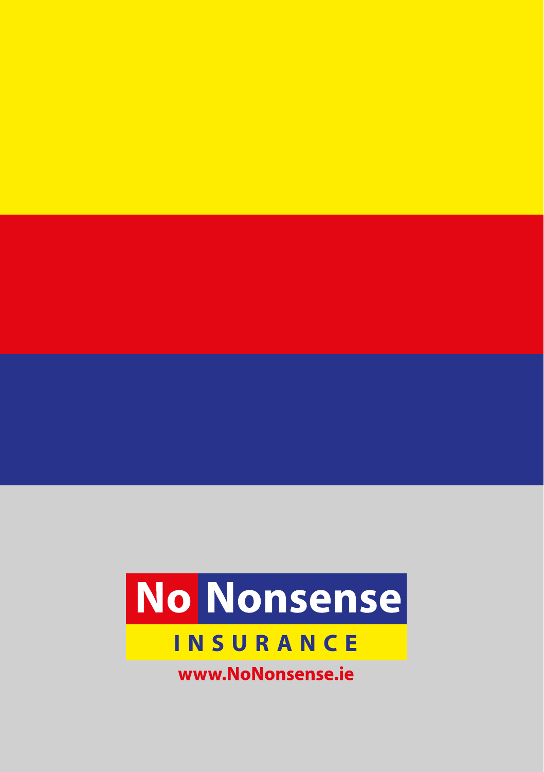No Nonsense

INSURANCE

www.NoNonsense.ie